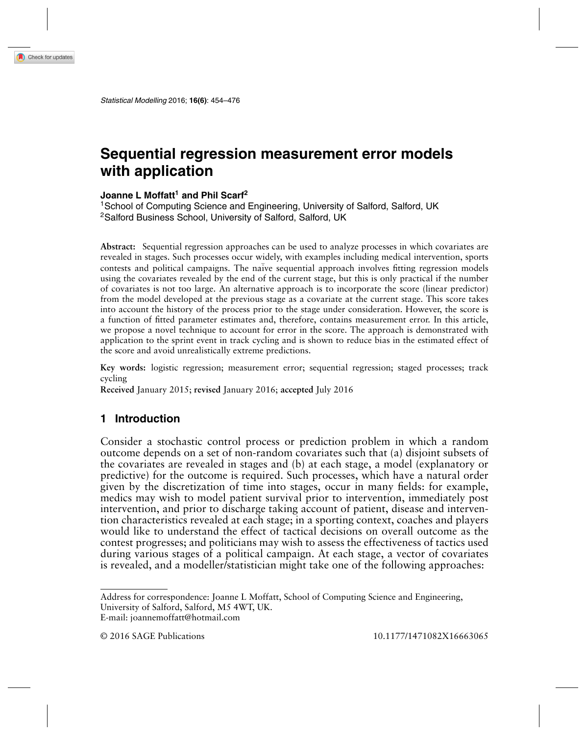# Sequential regression measurement error models with application

**Joanne L Moffatt[1] and Phil Scarf[2]**

[1]School of Computing Science and Engineering, University of Salford, Salford, UK
[2]Salford Business School, University of Salford, Salford, UK

**Abstract:** Sequential regression approaches can be used to analyze processes in which covariates are revealed in stages. Such processes occur widely, with examples including medical intervention, sports contests and political campaigns. The naïve sequential approach involves fitting regression models using the covariates revealed by the end of the current stage, but this is only practical if the number of covariates is not too large. An alternative approach is to incorporate the score (linear predictor) from the model developed at the previous stage as a covariate at the current stage. This score takes into account the history of the process prior to the stage under consideration. However, the score is a function of fitted parameter estimates and, therefore, contains measurement error. In this article, we propose a novel technique to account for error in the score. The approach is demonstrated with application to the sprint event in track cycling and is shown to reduce bias in the estimated effect of the score and avoid unrealistically extreme predictions.

**Key words:** logistic regression; measurement error; sequential regression; staged processes; track cycling

**Received** January 2015; **revised** January 2016; **accepted** July 2016

## 1 Introduction

Consider a stochastic control process or prediction problem in which a random outcome depends on a set of non-random covariates such that (a) disjoint subsets of the covariates are revealed in stages and (b) at each stage, a model (explanatory or predictive) for the outcome is required. Such processes, which have a natural order given by the discretization of time into stages, occur in many fields: for example, medics may wish to model patient survival prior to intervention, immediately post intervention, and prior to discharge taking account of patient, disease and intervention characteristics revealed at each stage; in a sporting context, coaches and players would like to understand the effect of tactical decisions on overall outcome as the contest progresses; and politicians may wish to assess the effectiveness of tactics used during various stages of a political campaign. At each stage, a vector of covariates is revealed, and a modeller/statistician might take one of the following approaches:

Address for correspondence: Joanne L Moffatt, School of Computing Science and Engineering, University of Salford, Salford, M5 4WT, UK.
E-mail: joannemoffatt@hotmail.com

© 2016 SAGE Publications 10.1177/1471082X16663065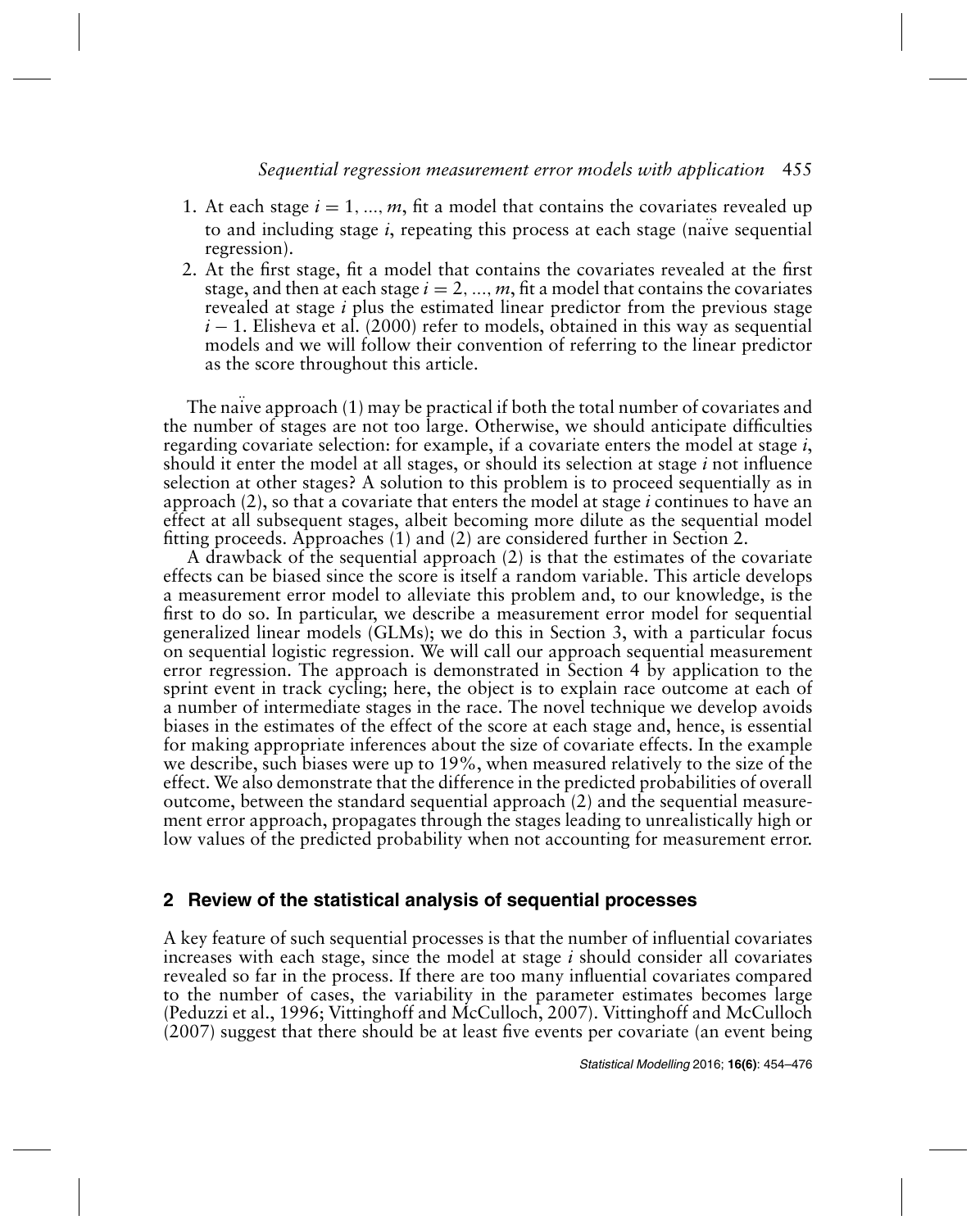1. At each stage $i = 1, ..., m$, fit a model that contains the covariates revealed up to and including stage $i$, repeating this process at each stage (naïve sequential regression).
2. At the first stage, fit a model that contains the covariates revealed at the first stage, and then at each stage $i = 2, ..., m$, fit a model that contains the covariates revealed at stage $i$ plus the estimated linear predictor from the previous stage $i - 1$. Elisheva et al. (2000) refer to models, obtained in this way as sequential models and we will follow their convention of referring to the linear predictor as the score throughout this article.

The naïve approach (1) may be practical if both the total number of covariates and the number of stages are not too large. Otherwise, we should anticipate difficulties regarding covariate selection: for example, if a covariate enters the model at stage $i$, should it enter the model at all stages, or should its selection at stage $i$ not influence selection at other stages? A solution to this problem is to proceed sequentially as in approach (2), so that a covariate that enters the model at stage $i$ continues to have an effect at all subsequent stages, albeit becoming more dilute as the sequential model fitting proceeds. Approaches (1) and (2) are considered further in Section 2.

A drawback of the sequential approach (2) is that the estimates of the covariate effects can be biased since the score is itself a random variable. This article develops a measurement error model to alleviate this problem and, to our knowledge, is the first to do so. In particular, we describe a measurement error model for sequential generalized linear models (GLMs); we do this in Section 3, with a particular focus on sequential logistic regression. We will call our approach sequential measurement error regression. The approach is demonstrated in Section 4 by application to the sprint event in track cycling; here, the object is to explain race outcome at each of a number of intermediate stages in the race. The novel technique we develop avoids biases in the estimates of the effect of the score at each stage and, hence, is essential for making appropriate inferences about the size of covariate effects. In the example we describe, such biases were up to 19%, when measured relatively to the size of the effect. We also demonstrate that the difference in the predicted probabilities of overall outcome, between the standard sequential approach (2) and the sequential measurement error approach, propagates through the stages leading to unrealistically high or low values of the predicted probability when not accounting for measurement error.

## 2 Review of the statistical analysis of sequential processes

A key feature of such sequential processes is that the number of influential covariates increases with each stage, since the model at stage $i$ should consider all covariates revealed so far in the process. If there are too many influential covariates compared to the number of cases, the variability in the parameter estimates becomes large (Peduzzi et al., 1996; Vittinghoff and McCulloch, 2007). Vittinghoff and McCulloch (2007) suggest that there should be at least five events per covariate (an event being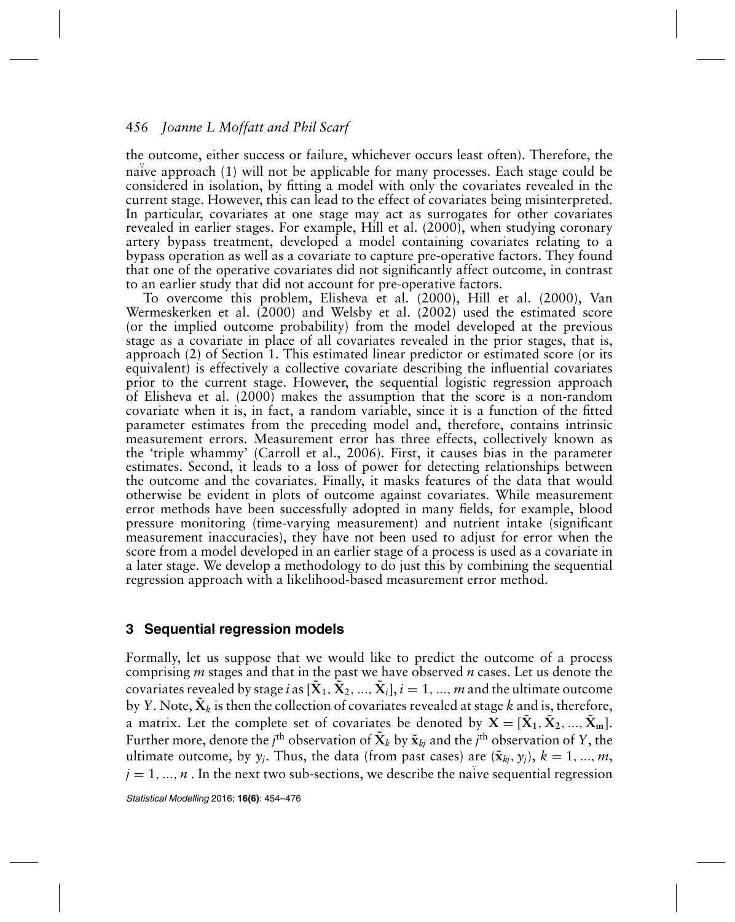the outcome, either success or failure, whichever occurs least often). Therefore, the naïve approach (1) will not be applicable for many processes. Each stage could be considered in isolation, by fitting a model with only the covariates revealed in the current stage. However, this can lead to the effect of covariates being misinterpreted. In particular, covariates at one stage may act as surrogates for other covariates revealed in earlier stages. For example, Hill et al. (2000), when studying coronary artery bypass treatment, developed a model containing covariates relating to a bypass operation as well as a covariate to capture pre-operative factors. They found that one of the operative covariates did not significantly affect outcome, in contrast to an earlier study that did not account for pre-operative factors.

To overcome this problem, Elisheva et al. (2000), Hill et al. (2000), Van Wermeskerken et al. (2000) and Welsby et al. (2002) used the estimated score (or the implied outcome probability) from the model developed at the previous stage as a covariate in place of all covariates revealed in the prior stages, that is, approach (2) of Section 1. This estimated linear predictor or estimated score (or its equivalent) is effectively a collective covariate describing the influential covariates prior to the current stage. However, the sequential logistic regression approach of Elisheva et al. (2000) makes the assumption that the score is a non-random covariate when it is, in fact, a random variable, since it is a function of the fitted parameter estimates from the preceding model and, therefore, contains intrinsic measurement errors. Measurement error has three effects, collectively known as the 'triple whammy' (Carroll et al., 2006). First, it causes bias in the parameter estimates. Second, it leads to a loss of power for detecting relationships between the outcome and the covariates. Finally, it masks features of the data that would otherwise be evident in plots of outcome against covariates. While measurement error methods have been successfully adopted in many fields, for example, blood pressure monitoring (time-varying measurement) and nutrient intake (significant measurement inaccuracies), they have not been used to adjust for error when the score from a model developed in an earlier stage of a process is used as a covariate in a later stage. We develop a methodology to do just this by combining the sequential regression approach with a likelihood-based measurement error method.

## 3 Sequential regression models

Formally, let us suppose that we would like to predict the outcome of a process comprising $m$ stages and that in the past we have observed $n$ cases. Let us denote the covariates revealed by stage $i$ as $[\tilde{\mathbf{X}}_1, \tilde{\mathbf{X}}_2, ..., \tilde{\mathbf{X}}_i]$, $i = 1, ..., m$ and the ultimate outcome by $Y$. Note, $\tilde{\mathbf{X}}_k$ is then the collection of covariates revealed at stage $k$ and is, therefore, a matrix. Let the complete set of covariates be denoted by $\mathbf{X} = [\tilde{\mathbf{X}}_1, \tilde{\mathbf{X}}_2, ..., \tilde{\mathbf{X}}_m]$. Further more, denote the $j^{\text{th}}$ observation of $\tilde{\mathbf{X}}_k$ by $\tilde{\mathbf{x}}_{kj}$ and the $j^{\text{th}}$ observation of $Y$, the ultimate outcome, by $y_j$. Thus, the data (from past cases) are $(\tilde{\mathbf{x}}_{kj}, y_j)$, $k = 1, ..., m$, $j = 1, ..., n$ . In the next two sub-sections, we describe the naïve sequential regression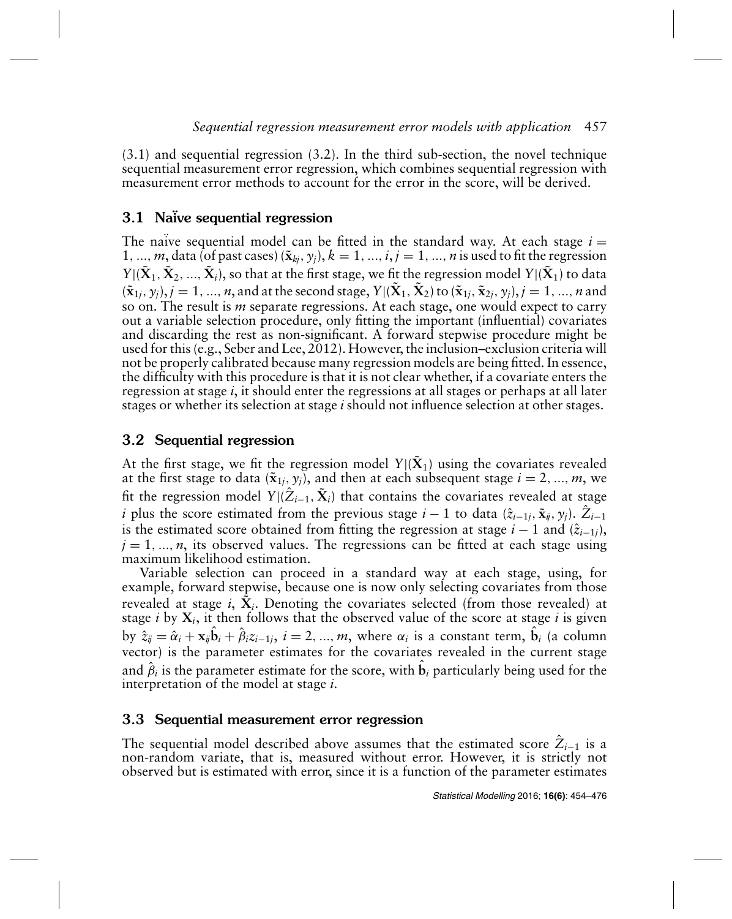(3.1) and sequential regression (3.2). In the third sub-section, the novel technique sequential measurement error regression, which combines sequential regression with measurement error methods to account for the error in the score, will be derived.

## 3.1 Naïve sequential regression

The naïve sequential model can be fitted in the standard way. At each stage $i = 1, ..., m$, data (of past cases) $(\tilde{\mathbf{x}}_{kj}, y_j), k = 1, ..., i, j = 1, ..., n$ is used to fit the regression $Y|(\tilde{\mathbf{X}}_1, \tilde{\mathbf{X}}_2, ..., \tilde{\mathbf{X}}_i)$, so that at the first stage, we fit the regression model $Y|(\tilde{\mathbf{X}}_1)$ to data $(\tilde{\mathbf{x}}_{1j}, y_j), j = 1, ..., n$, and at the second stage, $Y|(\tilde{\mathbf{X}}_1, \tilde{\mathbf{X}}_2)$ to $(\tilde{\mathbf{x}}_{1j}, \tilde{\mathbf{x}}_{2j}, y_j), j = 1, ..., n$ and so on. The result is $m$ separate regressions. At each stage, one would expect to carry out a variable selection procedure, only fitting the important (influential) covariates and discarding the rest as non-significant. A forward stepwise procedure might be used for this (e.g., Seber and Lee, 2012). However, the inclusion–exclusion criteria will not be properly calibrated because many regression models are being fitted. In essence, the difficulty with this procedure is that it is not clear whether, if a covariate enters the regression at stage $i$, it should enter the regressions at all stages or perhaps at all later stages or whether its selection at stage $i$ should not influence selection at other stages.

## 3.2 Sequential regression

At the first stage, we fit the regression model $Y|(\tilde{\mathbf{X}}_1)$ using the covariates revealed at the first stage to data $(\tilde{\mathbf{x}}_{1j}, y_j)$, and then at each subsequent stage $i = 2, ..., m$, we fit the regression model $Y|(\hat{Z}_{i-1}, \tilde{\mathbf{X}}_i)$ that contains the covariates revealed at stage $i$ plus the score estimated from the previous stage $i-1$ to data $(\hat{z}_{i-1j}, \tilde{\mathbf{x}}_{ij}, y_j)$. $\hat{Z}_{i-1}$ is the estimated score obtained from fitting the regression at stage $i-1$ and $(\hat{z}_{i-1j})$, $j = 1, ..., n$, its observed values. The regressions can be fitted at each stage using maximum likelihood estimation.

Variable selection can proceed in a standard way at each stage, using, for example, forward stepwise, because one is now only selecting covariates from those revealed at stage $i$, $\tilde{\mathbf{X}}_i$. Denoting the covariates selected (from those revealed) at stage $i$ by $\mathbf{X}_i$, it then follows that the observed value of the score at stage $i$ is given by $\hat{z}_{ij} = \hat{\alpha}_i + \mathbf{x}_{ij}\hat{\mathbf{b}}_i + \hat{\beta}_i z_{i-1j}$, $i = 2, ..., m$, where $\alpha_i$ is a constant term, $\hat{\mathbf{b}}_i$ (a column vector) is the parameter estimates for the covariates revealed in the current stage and $\hat{\beta}_i$ is the parameter estimate for the score, with $\hat{\mathbf{b}}_i$ particularly being used for the interpretation of the model at stage $i$.

## 3.3 Sequential measurement error regression

The sequential model described above assumes that the estimated score $\hat{Z}_{i-1}$ is a non-random variate, that is, measured without error. However, it is strictly not observed but is estimated with error, since it is a function of the parameter estimates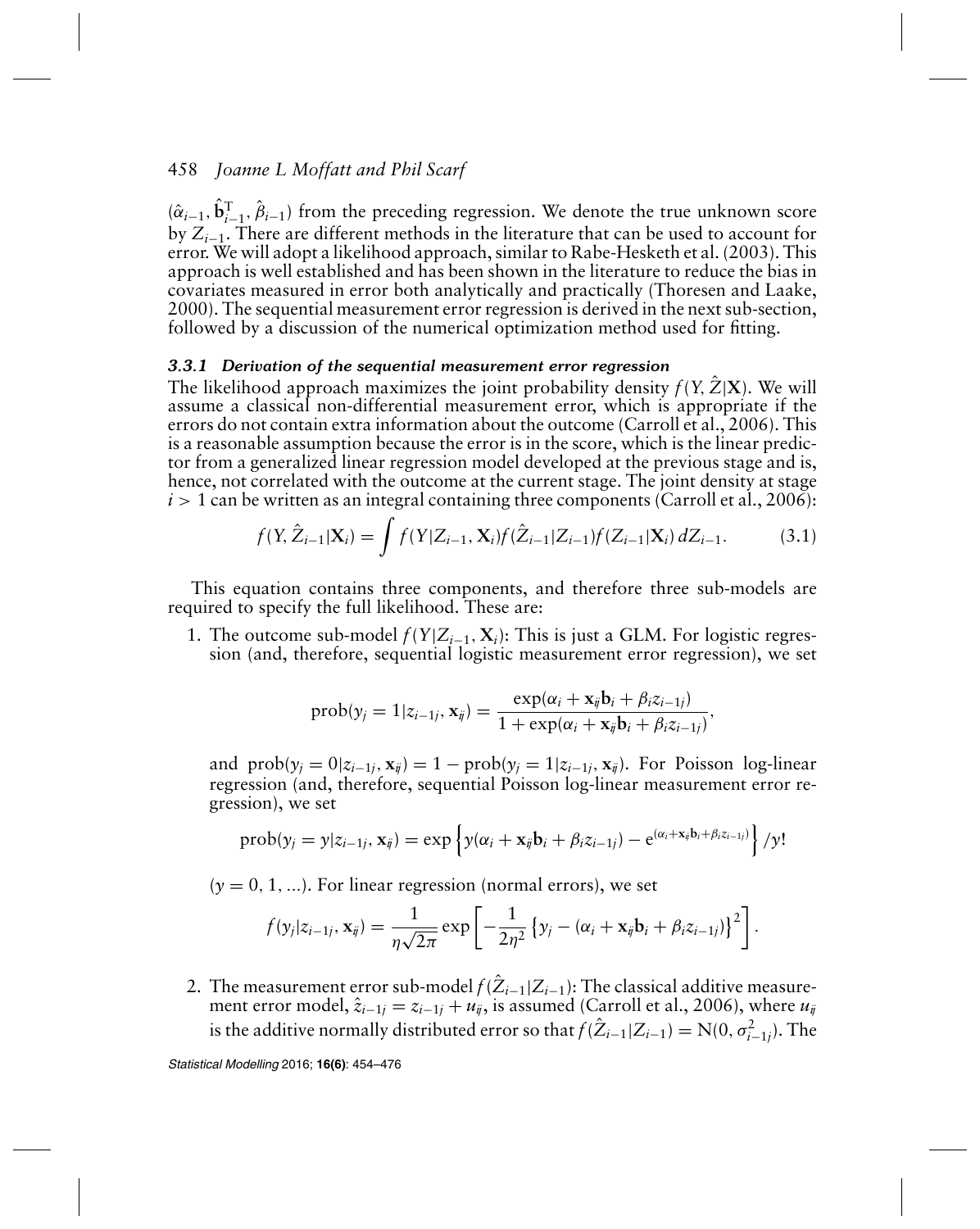$(\hat{\alpha}_{i-1}, \hat{\mathbf{b}}_{i-1}^{\mathrm{T}}, \hat{\beta}_{i-1})$ from the preceding regression. We denote the true unknown score by $Z_{i-1}$. There are different methods in the literature that can be used to account for error. We will adopt a likelihood approach, similar to Rabe-Hesketh et al. (2003). This approach is well established and has been shown in the literature to reduce the bias in covariates measured in error both analytically and practically (Thoresen and Laake, 2000). The sequential measurement error regression is derived in the next sub-section, followed by a discussion of the numerical optimization method used for fitting.

### *3.3.1 Derivation of the sequential measurement error regression*

The likelihood approach maximizes the joint probability density $f(Y, \hat{Z}|\mathbf{X})$. We will assume a classical non-differential measurement error, which is appropriate if the errors do not contain extra information about the outcome (Carroll et al., 2006). This is a reasonable assumption because the error is in the score, which is the linear predictor from a generalized linear regression model developed at the previous stage and is, hence, not correlated with the outcome at the current stage. The joint density at stage $i > 1$ can be written as an integral containing three components (Carroll et al., 2006):

$$f(Y, \hat{Z}_{i-1}|\mathbf{X}_i) = \int f(Y|Z_{i-1}, \mathbf{X}_i) f(\hat{Z}_{i-1}|Z_{i-1}) f(Z_{i-1}|\mathbf{X}_i)\, dZ_{i-1}. \tag{3.1}$$

This equation contains three components, and therefore three sub-models are required to specify the full likelihood. These are:

1. The outcome sub-model $f(Y|Z_{i-1}, \mathbf{X}_i)$: This is just a GLM. For logistic regression (and, therefore, sequential logistic measurement error regression), we set

   $$\mathrm{prob}(y_j = 1|z_{i-1j}, \mathbf{x}_{ij}) = \frac{\exp(\alpha_i + \mathbf{x}_{ij}\mathbf{b}_i + \beta_i z_{i-1j})}{1 + \exp(\alpha_i + \mathbf{x}_{ij}\mathbf{b}_i + \beta_i z_{i-1j})},$$

   and $\mathrm{prob}(y_j = 0|z_{i-1j}, \mathbf{x}_{ij}) = 1 - \mathrm{prob}(y_j = 1|z_{i-1j}, \mathbf{x}_{ij})$. For Poisson log-linear regression (and, therefore, sequential Poisson log-linear measurement error regression), we set

   $$\mathrm{prob}(y_j = y|z_{i-1j}, \mathbf{x}_{ij}) = \exp\left\{y(\alpha_i + \mathbf{x}_{ij}\mathbf{b}_i + \beta_i z_{i-1j}) - \mathrm{e}^{(\alpha_i + \mathbf{x}_{ij}\mathbf{b}_i + \beta_i z_{i-1j})}\right\}/y!$$

   $(y = 0, 1, \ldots)$. For linear regression (normal errors), we set

   $$f(y_j|z_{i-1j}, \mathbf{x}_{ij}) = \frac{1}{\eta\sqrt{2\pi}} \exp\left[-\frac{1}{2\eta^2}\left\{y_j - (\alpha_i + \mathbf{x}_{ij}\mathbf{b}_i + \beta_i z_{i-1j})\right\}^2\right].$$

2. The measurement error sub-model $f(\hat{Z}_{i-1}|Z_{i-1})$: The classical additive measurement error model, $\hat{z}_{i-1j} = z_{i-1j} + u_{ij}$, is assumed (Carroll et al., 2006), where $u_{ij}$ is the additive normally distributed error so that $f(\hat{Z}_{i-1}|Z_{i-1}) = \mathrm{N}(0, \sigma_{i-1j}^2)$. The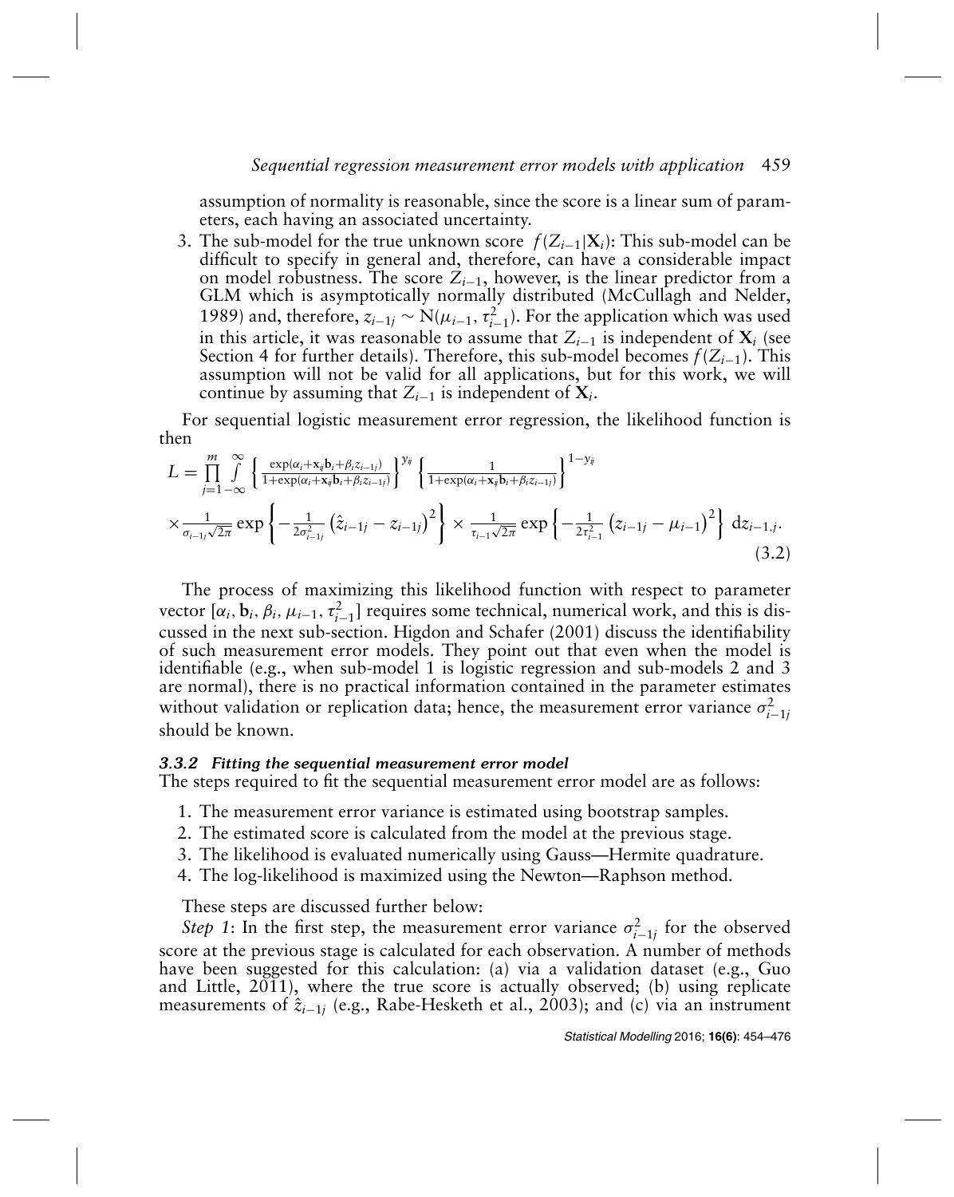assumption of normality is reasonable, since the score is a linear sum of parameters, each having an associated uncertainty.

3. The sub-model for the true unknown score $f(Z_{i-1}|\mathbf{X}_i)$: This sub-model can be difficult to specify in general and, therefore, can have a considerable impact on model robustness. The score $Z_{i-1}$, however, is the linear predictor from a GLM which is asymptotically normally distributed (McCullagh and Nelder, 1989) and, therefore, $z_{i-1j} \sim \mathrm{N}(\mu_{i-1}, \tau^2_{i-1})$. For the application which was used in this article, it was reasonable to assume that $Z_{i-1}$ is independent of $\mathbf{X}_i$ (see Section 4 for further details). Therefore, this sub-model becomes $f(Z_{i-1})$. This assumption will not be valid for all applications, but for this work, we will continue by assuming that $Z_{i-1}$ is independent of $\mathbf{X}_i$.

For sequential logistic measurement error regression, the likelihood function is then

$$L = \prod_{j=1}^{m} \int_{-\infty}^{\infty} \left\{ \frac{\exp(\alpha_i + \mathbf{x}_{ij}\mathbf{b}_i + \beta_i z_{i-1j})}{1+\exp(\alpha_i + \mathbf{x}_{ij}\mathbf{b}_i + \beta_i z_{i-1j})} \right\}^{y_{ij}} \left\{ \frac{1}{1+\exp(\alpha_i + \mathbf{x}_{ij}\mathbf{b}_i + \beta_i z_{i-1j})} \right\}^{1-y_{ij}}$$
$$\times \frac{1}{\sigma_{i-1j}\sqrt{2\pi}} \exp\left\{ -\frac{1}{2\sigma^2_{i-1j}} \left( \hat{z}_{i-1j} - z_{i-1j} \right)^2 \right\} \times \frac{1}{\tau_{i-1}\sqrt{2\pi}} \exp\left\{ -\frac{1}{2\tau^2_{i-1}} \left( z_{i-1j} - \mu_{i-1} \right)^2 \right\} \, \mathrm{d}z_{i-1,j}. \tag{3.2}$$

The process of maximizing this likelihood function with respect to parameter vector $[\alpha_i, \mathbf{b}_i, \beta_i, \mu_{i-1}, \tau^2_{i-1}]$ requires some technical, numerical work, and this is discussed in the next sub-section. Higdon and Schafer (2001) discuss the identifiability of such measurement error models. They point out that even when the model is identifiable (e.g., when sub-model 1 is logistic regression and sub-models 2 and 3 are normal), there is no practical information contained in the parameter estimates without validation or replication data; hence, the measurement error variance $\sigma^2_{i-1j}$ should be known.

### *3.3.2 Fitting the sequential measurement error model*

The steps required to fit the sequential measurement error model are as follows:

1. The measurement error variance is estimated using bootstrap samples.
2. The estimated score is calculated from the model at the previous stage.
3. The likelihood is evaluated numerically using Gauss—Hermite quadrature.
4. The log-likelihood is maximized using the Newton—Raphson method.

These steps are discussed further below:

*Step 1*: In the first step, the measurement error variance $\sigma^2_{i-1j}$ for the observed score at the previous stage is calculated for each observation. A number of methods have been suggested for this calculation: (a) via a validation dataset (e.g., Guo and Little, 2011), where the true score is actually observed; (b) using replicate measurements of $\hat{z}_{i-1j}$ (e.g., Rabe-Hesketh et al., 2003); and (c) via an instrument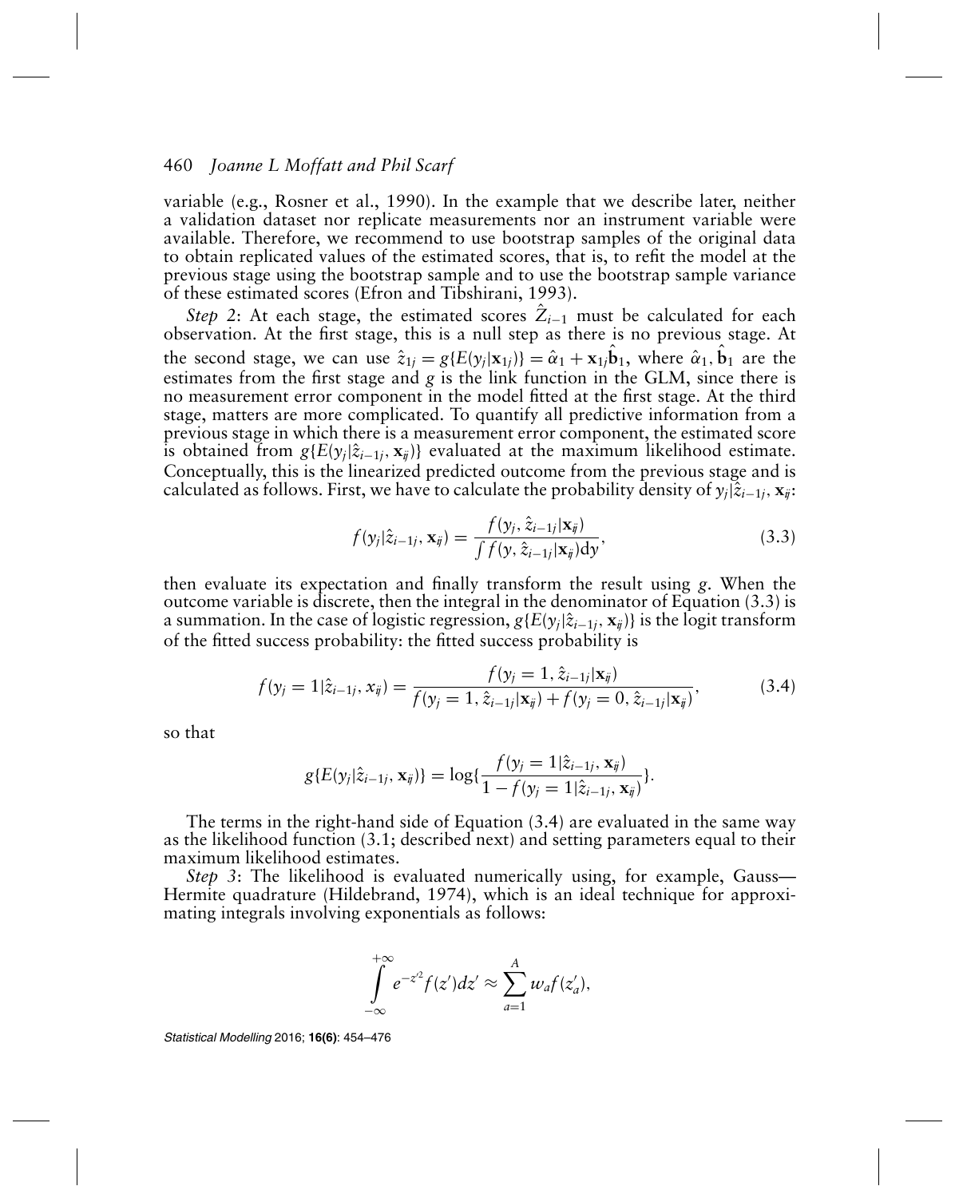variable (e.g., Rosner et al., 1990). In the example that we describe later, neither a validation dataset nor replicate measurements nor an instrument variable were available. Therefore, we recommend to use bootstrap samples of the original data to obtain replicated values of the estimated scores, that is, to refit the model at the previous stage using the bootstrap sample and to use the bootstrap sample variance of these estimated scores (Efron and Tibshirani, 1993).

*Step 2*: At each stage, the estimated scores $\hat{Z}_{i-1}$ must be calculated for each observation. At the first stage, this is a null step as there is no previous stage. At the second stage, we can use $\hat{z}_{1j} = g\{E(y_j|\mathbf{x}_{1j})\} = \hat{\alpha}_1 + \mathbf{x}_{1j}\hat{\mathbf{b}}_1$, where $\hat{\alpha}_1, \hat{\mathbf{b}}_1$ are the estimates from the first stage and $g$ is the link function in the GLM, since there is no measurement error component in the model fitted at the first stage. At the third stage, matters are more complicated. To quantify all predictive information from a previous stage in which there is a measurement error component, the estimated score is obtained from $g\{E(y_j|\hat{z}_{i-1j}, \mathbf{x}_{ij})\}$ evaluated at the maximum likelihood estimate. Conceptually, this is the linearized predicted outcome from the previous stage and is calculated as follows. First, we have to calculate the probability density of $y_j|\hat{z}_{i-1j}, \mathbf{x}_{ij}$:

$$f(y_j|\hat{z}_{i-1j}, \mathbf{x}_{ij}) = \frac{f(y_j, \hat{z}_{i-1j}|\mathbf{x}_{ij})}{\int f(y, \hat{z}_{i-1j}|\mathbf{x}_{ij})dy}, \tag{3.3}$$

then evaluate its expectation and finally transform the result using $g$. When the outcome variable is discrete, then the integral in the denominator of Equation (3.3) is a summation. In the case of logistic regression, $g\{E(y_j|\hat{z}_{i-1j}, \mathbf{x}_{ij})\}$ is the logit transform of the fitted success probability: the fitted success probability is

$$f(y_j = 1|\hat{z}_{i-1j}, x_{ij}) = \frac{f(y_j = 1, \hat{z}_{i-1j}|\mathbf{x}_{ij})}{f(y_j = 1, \hat{z}_{i-1j}|\mathbf{x}_{ij}) + f(y_j = 0, \hat{z}_{i-1j}|\mathbf{x}_{ij})}, \tag{3.4}$$

so that

$$g\{E(y_j|\hat{z}_{i-1j}, \mathbf{x}_{ij})\} = \log\{\frac{f(y_j = 1|\hat{z}_{i-1j}, \mathbf{x}_{ij})}{1 - f(y_j = 1|\hat{z}_{i-1j}, \mathbf{x}_{ij})}\}.$$

The terms in the right-hand side of Equation (3.4) are evaluated in the same way as the likelihood function (3.1; described next) and setting parameters equal to their maximum likelihood estimates.

*Step 3*: The likelihood is evaluated numerically using, for example, Gauss—Hermite quadrature (Hildebrand, 1974), which is an ideal technique for approximating integrals involving exponentials as follows:

$$\int_{-\infty}^{+\infty} e^{-z'^2} f(z')dz' \approx \sum_{a=1}^{A} w_a f(z'_a),$$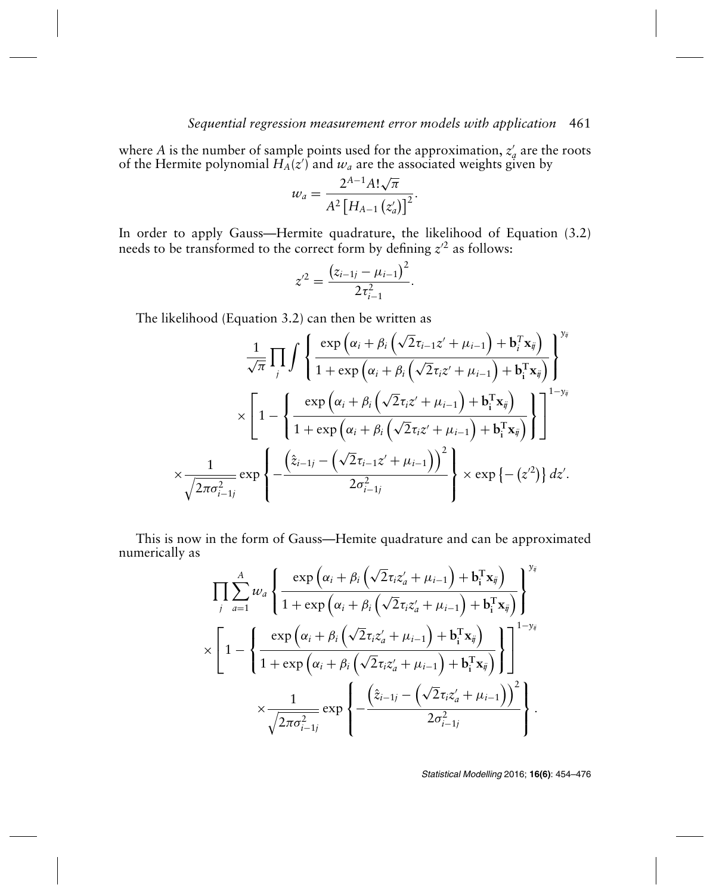where $A$ is the number of sample points used for the approximation, $z'_a$ are the roots of the Hermite polynomial $H_A(z')$ and $w_a$ are the associated weights given by

$$w_a = \frac{2^{A-1} A! \sqrt{\pi}}{A^2 \left[H_{A-1}\left(z'_a\right)\right]^2}.$$

In order to apply Gauss—Hermite quadrature, the likelihood of Equation (3.2) needs to be transformed to the correct form by defining $z'^2$ as follows:

$$z'^2 = \frac{\left(z_{i-1j} - \mu_{i-1}\right)^2}{2\tau_{i-1}^2}.$$

The likelihood (Equation 3.2) can then be written as

$$\frac{1}{\sqrt{\pi}} \prod_j \int \left\{ \frac{\exp\left(\alpha_i + \beta_i\left(\sqrt{2}\tau_{i-1} z' + \mu_{i-1}\right) + \mathbf{b}_i^T \mathbf{x}_{ij}\right)}{1 + \exp\left(\alpha_i + \beta_i\left(\sqrt{2}\tau_i z' + \mu_{i-1}\right) + \mathbf{b}_\mathbf{i}^\mathrm{T} \mathbf{x}_{ij}\right)} \right\}^{y_{ij}}$$
$$\times \left[ 1 - \left\{ \frac{\exp\left(\alpha_i + \beta_i\left(\sqrt{2}\tau_i z' + \mu_{i-1}\right) + \mathbf{b}_\mathbf{i}^\mathrm{T} \mathbf{x}_{ij}\right)}{1 + \exp\left(\alpha_i + \beta_i\left(\sqrt{2}\tau_i z' + \mu_{i-1}\right) + \mathbf{b}_\mathbf{i}^\mathrm{T} \mathbf{x}_{ij}\right)} \right\} \right]^{1-y_{ij}}$$
$$\times \frac{1}{\sqrt{2\pi\sigma_{i-1j}^2}} \exp\left\{ -\frac{\left(\hat{z}_{i-1j} - \left(\sqrt{2}\tau_{i-1} z' + \mu_{i-1}\right)\right)^2}{2\sigma_{i-1j}^2} \right\} \times \exp\left\{-\left(z'^2\right)\right\} dz'.$$

This is now in the form of Gauss—Hemite quadrature and can be approximated numerically as

$$\prod_j \sum_{a=1}^{A} w_a \left\{ \frac{\exp\left(\alpha_i + \beta_i\left(\sqrt{2}\tau_i z'_a + \mu_{i-1}\right) + \mathbf{b}_\mathbf{i}^\mathrm{T} \mathbf{x}_{ij}\right)}{1 + \exp\left(\alpha_i + \beta_i\left(\sqrt{2}\tau_i z'_a + \mu_{i-1}\right) + \mathbf{b}_\mathbf{i}^\mathrm{T} \mathbf{x}_{ij}\right)} \right\}^{y_{ij}}$$
$$\times \left[ 1 - \left\{ \frac{\exp\left(\alpha_i + \beta_i\left(\sqrt{2}\tau_i z'_a + \mu_{i-1}\right) + \mathbf{b}_\mathbf{i}^\mathrm{T} \mathbf{x}_{ij}\right)}{1 + \exp\left(\alpha_i + \beta_i\left(\sqrt{2}\tau_i z'_a + \mu_{i-1}\right) + \mathbf{b}_\mathbf{i}^\mathrm{T} \mathbf{x}_{ij}\right)} \right\} \right]^{1-y_{ij}}$$
$$\times \frac{1}{\sqrt{2\pi\sigma_{i-1j}^2}} \exp\left\{ -\frac{\left(\hat{z}_{i-1j} - \left(\sqrt{2}\tau_i z'_a + \mu_{i-1}\right)\right)^2}{2\sigma_{i-1j}^2} \right\}.$$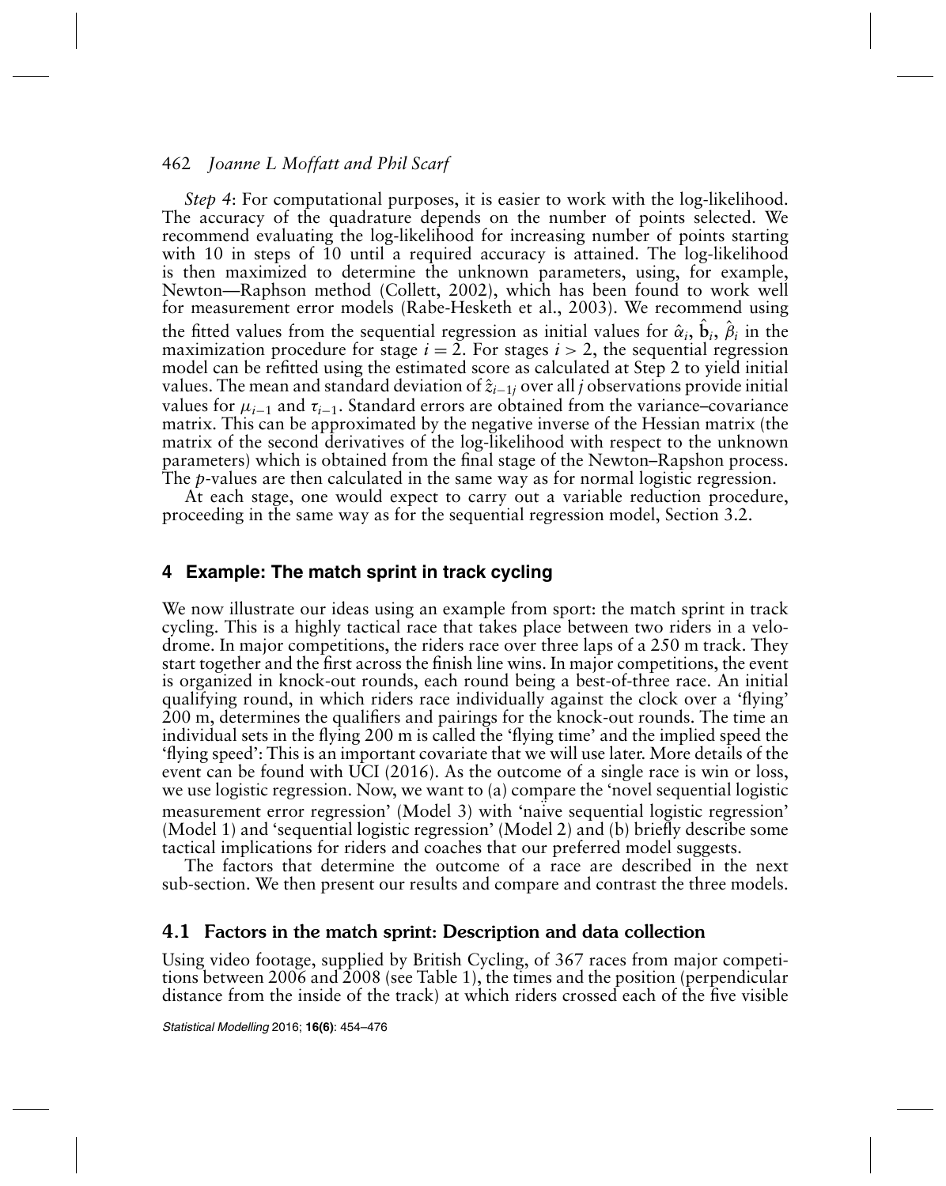*Step 4*: For computational purposes, it is easier to work with the log-likelihood. The accuracy of the quadrature depends on the number of points selected. We recommend evaluating the log-likelihood for increasing number of points starting with 10 in steps of 10 until a required accuracy is attained. The log-likelihood is then maximized to determine the unknown parameters, using, for example, Newton—Raphson method (Collett, 2002), which has been found to work well for measurement error models (Rabe-Hesketh et al., 2003). We recommend using the fitted values from the sequential regression as initial values for $\hat{\alpha}_i$, $\hat{\mathbf{b}}_i$, $\hat{\beta}_i$ in the maximization procedure for stage $i = 2$. For stages $i > 2$, the sequential regression model can be refitted using the estimated score as calculated at Step 2 to yield initial values. The mean and standard deviation of $\hat{z}_{i-1j}$ over all $j$ observations provide initial values for $\mu_{i-1}$ and $\tau_{i-1}$. Standard errors are obtained from the variance–covariance matrix. This can be approximated by the negative inverse of the Hessian matrix (the matrix of the second derivatives of the log-likelihood with respect to the unknown parameters) which is obtained from the final stage of the Newton–Rapshon process. The $p$-values are then calculated in the same way as for normal logistic regression.

At each stage, one would expect to carry out a variable reduction procedure, proceeding in the same way as for the sequential regression model, Section 3.2.

## 4 Example: The match sprint in track cycling

We now illustrate our ideas using an example from sport: the match sprint in track cycling. This is a highly tactical race that takes place between two riders in a velodrome. In major competitions, the riders race over three laps of a 250 m track. They start together and the first across the finish line wins. In major competitions, the event is organized in knock-out rounds, each round being a best-of-three race. An initial qualifying round, in which riders race individually against the clock over a 'flying' 200 m, determines the qualifiers and pairings for the knock-out rounds. The time an individual sets in the flying 200 m is called the 'flying time' and the implied speed the 'flying speed': This is an important covariate that we will use later. More details of the event can be found with UCI (2016). As the outcome of a single race is win or loss, we use logistic regression. Now, we want to (a) compare the 'novel sequential logistic measurement error regression' (Model 3) with 'naïve sequential logistic regression' (Model 1) and 'sequential logistic regression' (Model 2) and (b) briefly describe some tactical implications for riders and coaches that our preferred model suggests.

The factors that determine the outcome of a race are described in the next sub-section. We then present our results and compare and contrast the three models.

### 4.1 Factors in the match sprint: Description and data collection

Using video footage, supplied by British Cycling, of 367 races from major competitions between 2006 and 2008 (see Table 1), the times and the position (perpendicular distance from the inside of the track) at which riders crossed each of the five visible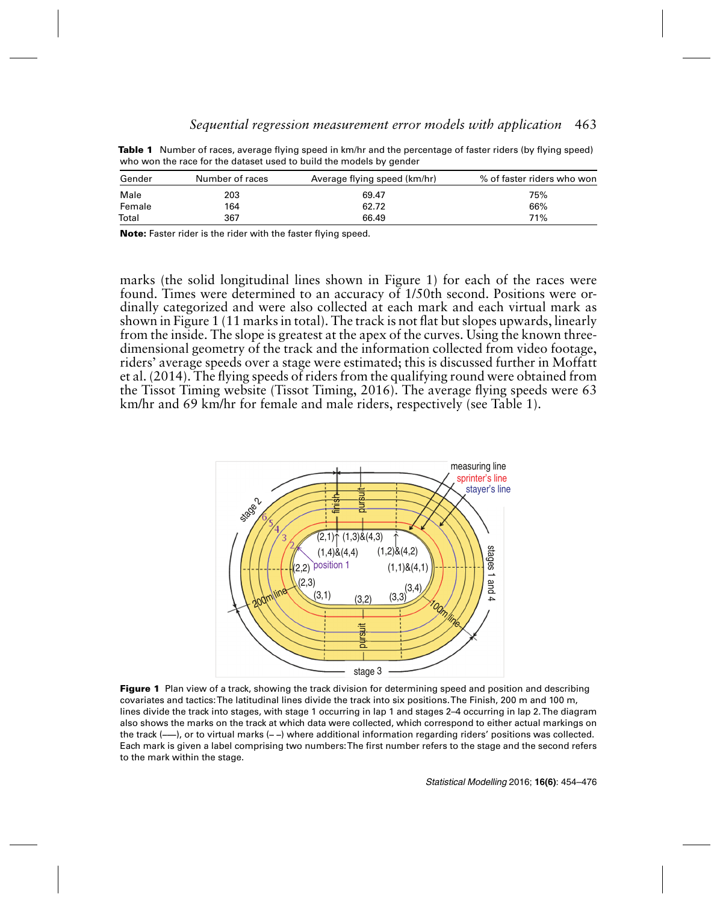**Table 1** Number of races, average flying speed in km/hr and the percentage of faster riders (by flying speed) who won the race for the dataset used to build the models by gender

| Gender | Number of races | Average flying speed (km/hr) | % of faster riders who won |
|---|---|---|---|
| Male | 203 | 69.47 | 75% |
| Female | 164 | 62.72 | 66% |
| Total | 367 | 66.49 | 71% |

**Note:** Faster rider is the rider with the faster flying speed.

marks (the solid longitudinal lines shown in Figure 1) for each of the races were found. Times were determined to an accuracy of 1/50th second. Positions were ordinally categorized and were also collected at each mark and each virtual mark as shown in Figure 1 (11 marks in total). The track is not flat but slopes upwards, linearly from the inside. The slope is greatest at the apex of the curves. Using the known three-dimensional geometry of the track and the information collected from video footage, riders' average speeds over a stage were estimated; this is discussed further in Moffatt et al. (2014). The flying speeds of riders from the qualifying round were obtained from the Tissot Timing website (Tissot Timing, 2016). The average flying speeds were 63 km/hr and 69 km/hr for female and male riders, respectively (see Table 1).

**Figure 1** Plan view of a track, showing the track division for determining speed and position and describing covariates and tactics: The latitudinal lines divide the track into six positions. The Finish, 200 m and 100 m, lines divide the track into stages, with stage 1 occurring in lap 1 and stages 2–4 occurring in lap 2. The diagram also shows the marks on the track at which data were collected, which correspond to either actual markings on the track (——), or to virtual marks (– –) where additional information regarding riders' positions was collected. Each mark is given a label comprising two numbers: The first number refers to the stage and the second refers to the mark within the stage.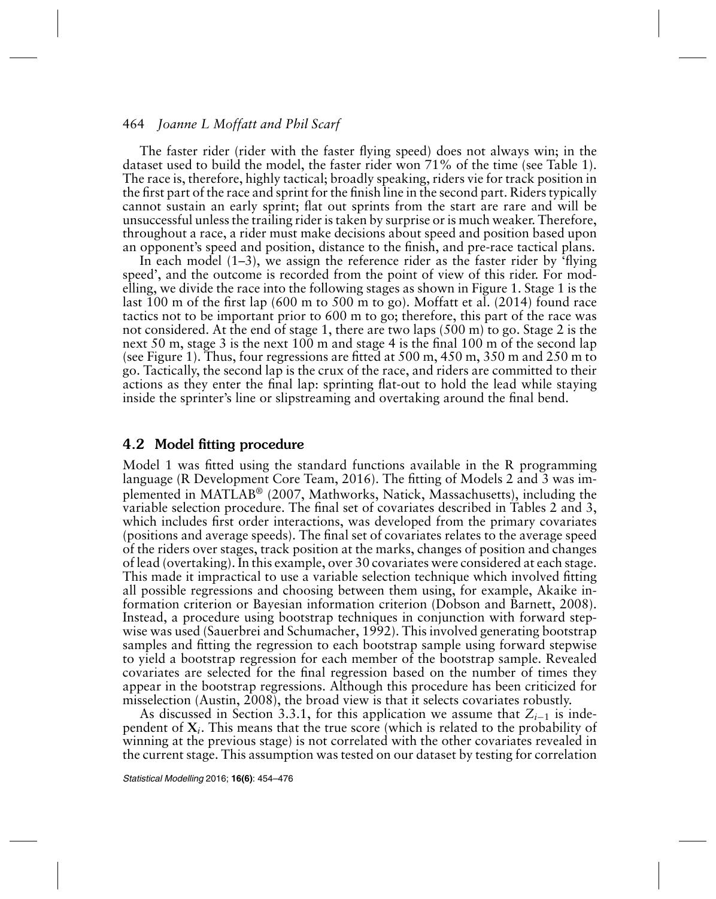The faster rider (rider with the faster flying speed) does not always win; in the dataset used to build the model, the faster rider won 71% of the time (see Table 1). The race is, therefore, highly tactical; broadly speaking, riders vie for track position in the first part of the race and sprint for the finish line in the second part. Riders typically cannot sustain an early sprint; flat out sprints from the start are rare and will be unsuccessful unless the trailing rider is taken by surprise or is much weaker. Therefore, throughout a race, a rider must make decisions about speed and position based upon an opponent's speed and position, distance to the finish, and pre-race tactical plans.

In each model (1–3), we assign the reference rider as the faster rider by 'flying speed', and the outcome is recorded from the point of view of this rider. For modelling, we divide the race into the following stages as shown in Figure 1. Stage 1 is the last 100 m of the first lap (600 m to 500 m to go). Moffatt et al. (2014) found race tactics not to be important prior to 600 m to go; therefore, this part of the race was not considered. At the end of stage 1, there are two laps (500 m) to go. Stage 2 is the next 50 m, stage 3 is the next 100 m and stage 4 is the final 100 m of the second lap (see Figure 1). Thus, four regressions are fitted at 500 m, 450 m, 350 m and 250 m to go. Tactically, the second lap is the crux of the race, and riders are committed to their actions as they enter the final lap: sprinting flat-out to hold the lead while staying inside the sprinter's line or slipstreaming and overtaking around the final bend.

## 4.2 Model fitting procedure

Model 1 was fitted using the standard functions available in the R programming language (R Development Core Team, 2016). The fitting of Models 2 and 3 was implemented in MATLAB® (2007, Mathworks, Natick, Massachusetts), including the variable selection procedure. The final set of covariates described in Tables 2 and 3, which includes first order interactions, was developed from the primary covariates (positions and average speeds). The final set of covariates relates to the average speed of the riders over stages, track position at the marks, changes of position and changes of lead (overtaking). In this example, over 30 covariates were considered at each stage. This made it impractical to use a variable selection technique which involved fitting all possible regressions and choosing between them using, for example, Akaike information criterion or Bayesian information criterion (Dobson and Barnett, 2008). Instead, a procedure using bootstrap techniques in conjunction with forward stepwise was used (Sauerbrei and Schumacher, 1992). This involved generating bootstrap samples and fitting the regression to each bootstrap sample using forward stepwise to yield a bootstrap regression for each member of the bootstrap sample. Revealed covariates are selected for the final regression based on the number of times they appear in the bootstrap regressions. Although this procedure has been criticized for misselection (Austin, 2008), the broad view is that it selects covariates robustly.

As discussed in Section 3.3.1, for this application we assume that $Z_{i-1}$ is independent of $\mathbf{X}_i$. This means that the true score (which is related to the probability of winning at the previous stage) is not correlated with the other covariates revealed in the current stage. This assumption was tested on our dataset by testing for correlation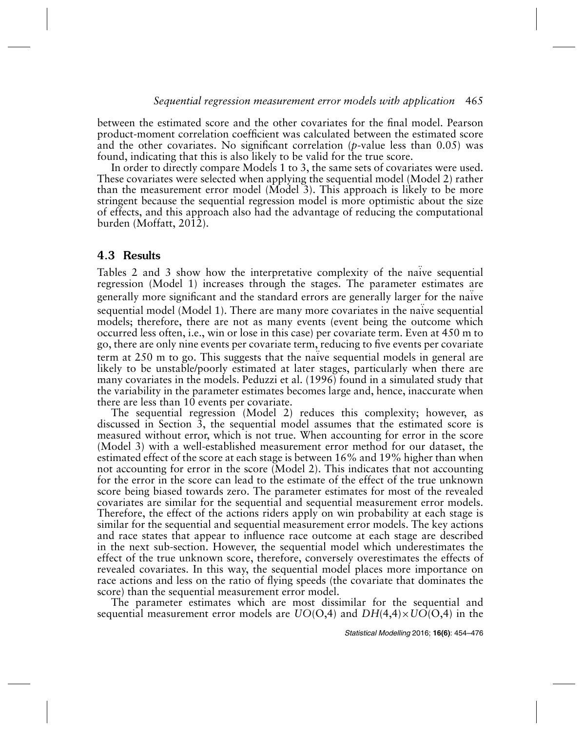between the estimated score and the other covariates for the final model. Pearson product-moment correlation coefficient was calculated between the estimated score and the other covariates. No significant correlation ($p$-value less than 0.05) was found, indicating that this is also likely to be valid for the true score.

In order to directly compare Models 1 to 3, the same sets of covariates were used. These covariates were selected when applying the sequential model (Model 2) rather than the measurement error model (Model 3). This approach is likely to be more stringent because the sequential regression model is more optimistic about the size of effects, and this approach also had the advantage of reducing the computational burden (Moffatt, 2012).

## 4.3 Results

Tables 2 and 3 show how the interpretative complexity of the naïve sequential regression (Model 1) increases through the stages. The parameter estimates are generally more significant and the standard errors are generally larger for the naïve sequential model (Model 1). There are many more covariates in the naïve sequential models; therefore, there are not as many events (event being the outcome which occurred less often, i.e., win or lose in this case) per covariate term. Even at 450 m to go, there are only nine events per covariate term, reducing to five events per covariate term at 250 m to go. This suggests that the naïve sequential models in general are likely to be unstable/poorly estimated at later stages, particularly when there are many covariates in the models. Peduzzi et al. (1996) found in a simulated study that the variability in the parameter estimates becomes large and, hence, inaccurate when there are less than 10 events per covariate.

The sequential regression (Model 2) reduces this complexity; however, as discussed in Section 3, the sequential model assumes that the estimated score is measured without error, which is not true. When accounting for error in the score (Model 3) with a well-established measurement error method for our dataset, the estimated effect of the score at each stage is between 16% and 19% higher than when not accounting for error in the score (Model 2). This indicates that not accounting for the error in the score can lead to the estimate of the effect of the true unknown score being biased towards zero. The parameter estimates for most of the revealed covariates are similar for the sequential and sequential measurement error models. Therefore, the effect of the actions riders apply on win probability at each stage is similar for the sequential and sequential measurement error models. The key actions and race states that appear to influence race outcome at each stage are described in the next sub-section. However, the sequential model which underestimates the effect of the true unknown score, therefore, conversely overestimates the effects of revealed covariates. In this way, the sequential model places more importance on race actions and less on the ratio of flying speeds (the covariate that dominates the score) than the sequential measurement error model.

The parameter estimates which are most dissimilar for the sequential and sequential measurement error models are $UO(\mathrm{O},4)$ and $DH(4,4) \times UO(\mathrm{O},4)$ in the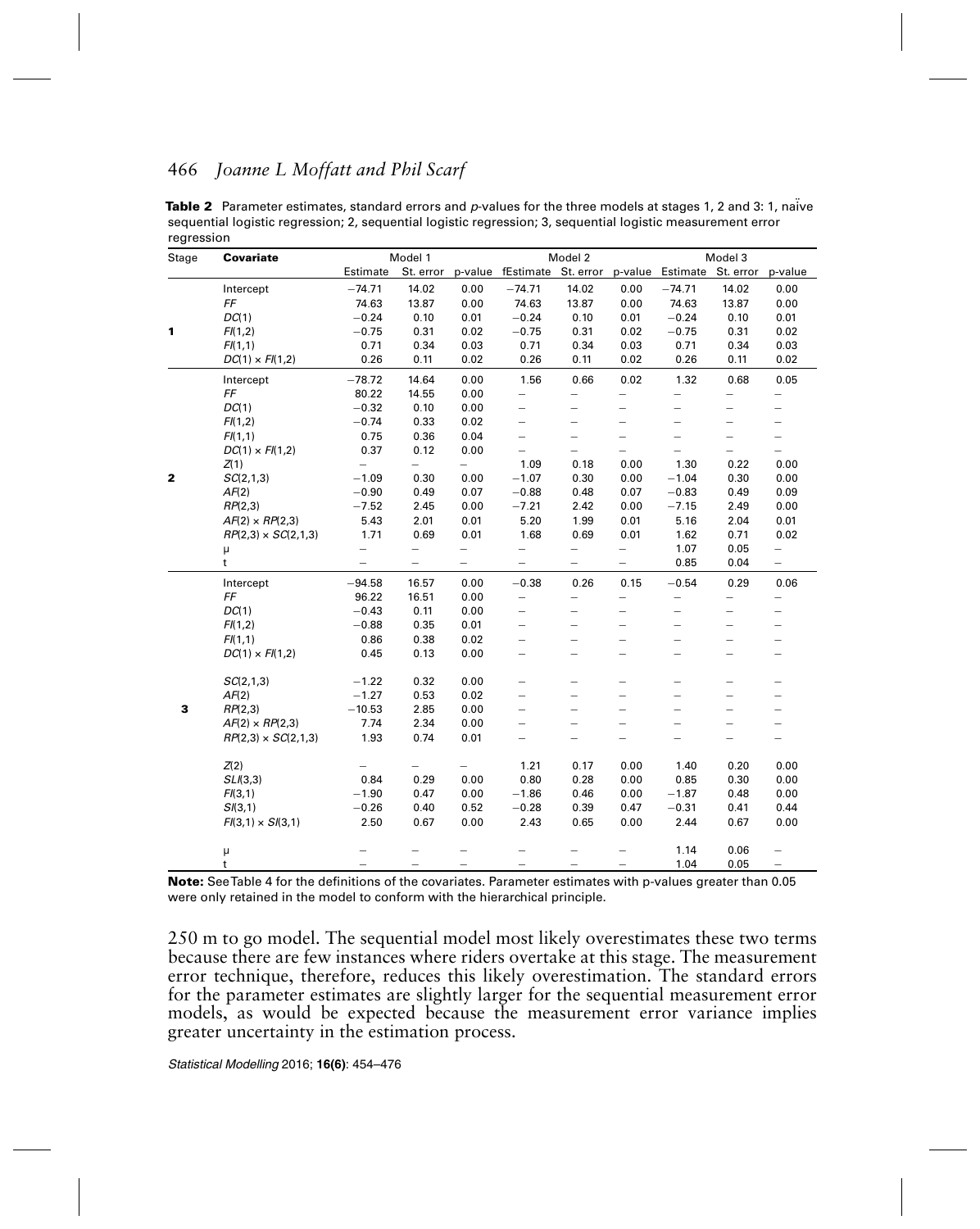**Table 2** Parameter estimates, standard errors and *p*-values for the three models at stages 1, 2 and 3: 1, naïve sequential logistic regression; 2, sequential logistic regression; 3, sequential logistic measurement error regression

| Stage | Covariate | Model 1 | | | Model 2 | | | Model 3 | | |
|---|---|---|---|---|---|---|---|---|---|---|
| | | Estimate | St. error | p-value | fEstimate | St. error | p-value | Estimate | St. error | p-value |
| 1 | Intercept | −74.71 | 14.02 | 0.00 | −74.71 | 14.02 | 0.00 | −74.71 | 14.02 | 0.00 |
| | *FF* | 74.63 | 13.87 | 0.00 | 74.63 | 13.87 | 0.00 | 74.63 | 13.87 | 0.00 |
| | *DC*(1) | −0.24 | 0.10 | 0.01 | −0.24 | 0.10 | 0.01 | −0.24 | 0.10 | 0.01 |
| | *FI*(1,2) | −0.75 | 0.31 | 0.02 | −0.75 | 0.31 | 0.02 | −0.75 | 0.31 | 0.02 |
| | *FI*(1,1) | 0.71 | 0.34 | 0.03 | 0.71 | 0.34 | 0.03 | 0.71 | 0.34 | 0.03 |
| | *DC*(1) × *FI*(1,2) | 0.26 | 0.11 | 0.02 | 0.26 | 0.11 | 0.02 | 0.26 | 0.11 | 0.02 |
| 2 | Intercept | −78.72 | 14.64 | 0.00 | 1.56 | 0.66 | 0.02 | 1.32 | 0.68 | 0.05 |
| | *FF* | 80.22 | 14.55 | 0.00 | – | – | – | – | – | – |
| | *DC*(1) | −0.32 | 0.10 | 0.00 | – | – | – | – | – | – |
| | *FI*(1,2) | −0.74 | 0.33 | 0.02 | – | – | – | – | – | – |
| | *FI*(1,1) | 0.75 | 0.36 | 0.04 | – | – | – | – | – | – |
| | *DC*(1) × *FI*(1,2) | 0.37 | 0.12 | 0.00 | – | – | – | – | – | – |
| | *Z*(1) | – | – | – | 1.09 | 0.18 | 0.00 | 1.30 | 0.22 | 0.00 |
| | *SC*(2,1,3) | −1.09 | 0.30 | 0.00 | −1.07 | 0.30 | 0.00 | −1.04 | 0.30 | 0.00 |
| | *AF*(2) | −0.90 | 0.49 | 0.07 | −0.88 | 0.48 | 0.07 | −0.83 | 0.49 | 0.09 |
| | *RP*(2,3) | −7.52 | 2.45 | 0.00 | −7.21 | 2.42 | 0.00 | −7.15 | 2.49 | 0.00 |
| | *AF*(2) × *RP*(2,3) | 5.43 | 2.01 | 0.01 | 5.20 | 1.99 | 0.01 | 5.16 | 2.04 | 0.01 |
| | *RP*(2,3) × *SC*(2,1,3) | 1.71 | 0.69 | 0.01 | 1.68 | 0.69 | 0.01 | 1.62 | 0.71 | 0.02 |
| | μ | – | – | – | – | – | – | 1.07 | 0.05 | – |
| | t | – | – | – | – | – | – | 0.85 | 0.04 | – |
| 3 | Intercept | −94.58 | 16.57 | 0.00 | −0.38 | 0.26 | 0.15 | −0.54 | 0.29 | 0.06 |
| | *FF* | 96.22 | 16.51 | 0.00 | – | – | – | – | – | – |
| | *DC*(1) | −0.43 | 0.11 | 0.00 | – | – | – | – | – | – |
| | *FI*(1,2) | −0.88 | 0.35 | 0.01 | – | – | – | – | – | – |
| | *FI*(1,1) | 0.86 | 0.38 | 0.02 | – | – | – | – | – | – |
| | *DC*(1) × *FI*(1,2) | 0.45 | 0.13 | 0.00 | – | – | – | – | – | – |
| | *SC*(2,1,3) | −1.22 | 0.32 | 0.00 | – | – | – | – | – | – |
| | *AF*(2) | −1.27 | 0.53 | 0.02 | – | – | – | – | – | – |
| | *RP*(2,3) | −10.53 | 2.85 | 0.00 | – | – | – | – | – | – |
| | *AF*(2) × *RP*(2,3) | 7.74 | 2.34 | 0.00 | – | – | – | – | – | – |
| | *RP*(2,3) × *SC*(2,1,3) | 1.93 | 0.74 | 0.01 | – | – | – | – | – | – |
| | *Z*(2) | – | – | – | 1.21 | 0.17 | 0.00 | 1.40 | 0.20 | 0.00 |
| | *SLI*(3,3) | 0.84 | 0.29 | 0.00 | 0.80 | 0.28 | 0.00 | 0.85 | 0.30 | 0.00 |
| | *FI*(3,1) | −1.90 | 0.47 | 0.00 | −1.86 | 0.46 | 0.00 | −1.87 | 0.48 | 0.00 |
| | *SI*(3,1) | −0.26 | 0.40 | 0.52 | −0.28 | 0.39 | 0.47 | −0.31 | 0.41 | 0.44 |
| | *FI*(3,1) × *SI*(3,1) | 2.50 | 0.67 | 0.00 | 2.43 | 0.65 | 0.00 | 2.44 | 0.67 | 0.00 |
| | μ | – | – | – | – | – | – | 1.14 | 0.06 | – |
| | t | – | – | – | – | – | – | 1.04 | 0.05 | – |

**Note:** See Table 4 for the definitions of the covariates. Parameter estimates with p-values greater than 0.05 were only retained in the model to conform with the hierarchical principle.

250 m to go model. The sequential model most likely overestimates these two terms because there are few instances where riders overtake at this stage. The measurement error technique, therefore, reduces this likely overestimation. The standard errors for the parameter estimates are slightly larger for the sequential measurement error models, as would be expected because the measurement error variance implies greater uncertainty in the estimation process.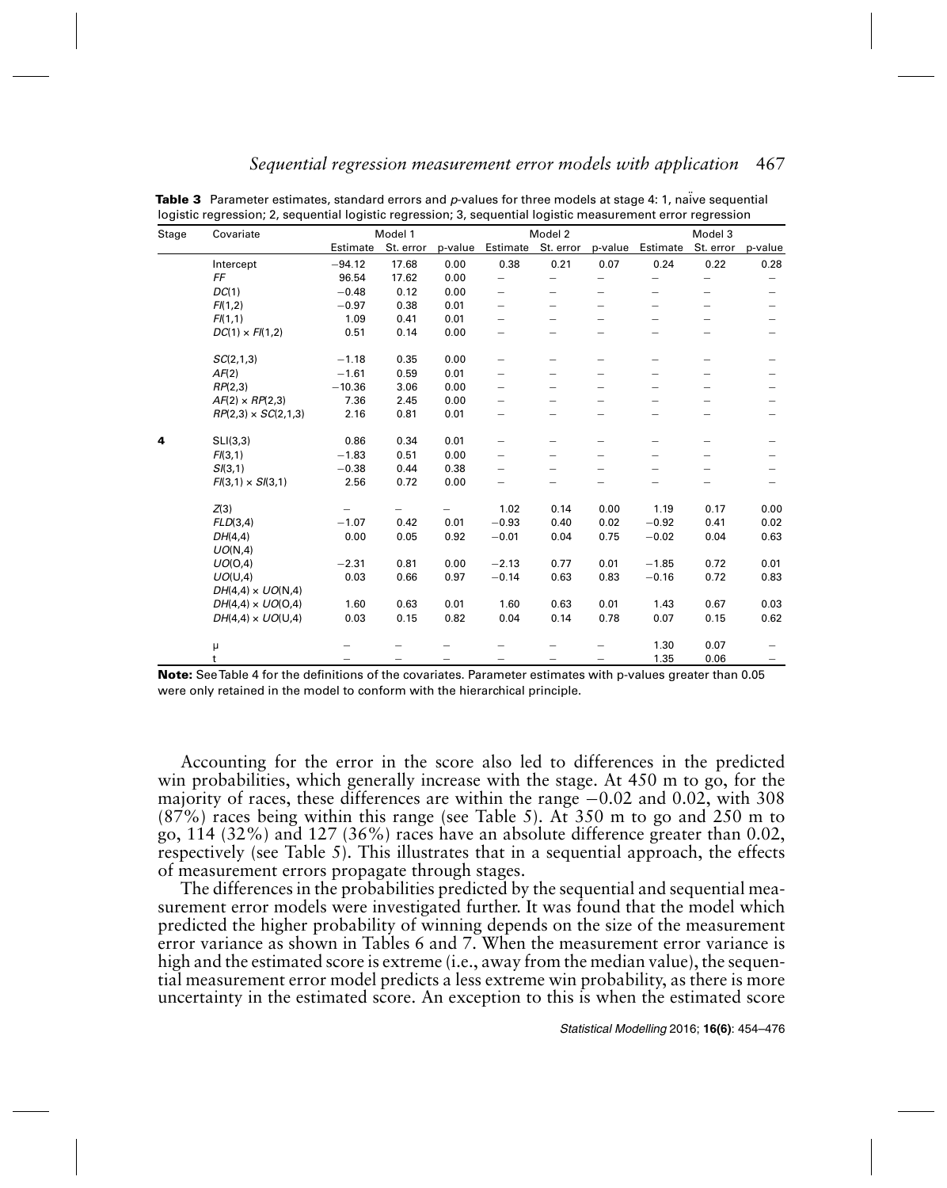**Table 3** Parameter estimates, standard errors and *p*-values for three models at stage 4: 1, naïve sequential logistic regression; 2, sequential logistic regression; 3, sequential logistic measurement error regression

| Stage | Covariate | Model 1 | | | Model 2 | | | Model 3 | | |
|---|---|---|---|---|---|---|---|---|---|---|
| | | Estimate | St. error | p-value | Estimate | St. error | p-value | Estimate | St. error | p-value |
| | Intercept | −94.12 | 17.68 | 0.00 | 0.38 | 0.21 | 0.07 | 0.24 | 0.22 | 0.28 |
| | *FF* | 96.54 | 17.62 | 0.00 | – | – | – | – | – | – |
| | *DC*(1) | −0.48 | 0.12 | 0.00 | – | – | – | – | – | – |
| | *FI*(1,2) | −0.97 | 0.38 | 0.01 | – | – | – | – | – | – |
| | *FI*(1,1) | 1.09 | 0.41 | 0.01 | – | – | – | – | – | – |
| | *DC*(1) × *FI*(1,2) | 0.51 | 0.14 | 0.00 | – | – | – | – | – | – |
| | *SC*(2,1,3) | −1.18 | 0.35 | 0.00 | – | – | – | – | – | – |
| | *AF*(2) | −1.61 | 0.59 | 0.01 | – | – | – | – | – | – |
| | *RP*(2,3) | −10.36 | 3.06 | 0.00 | – | – | – | – | – | – |
| | *AF*(2) × *RP*(2,3) | 7.36 | 2.45 | 0.00 | – | – | – | – | – | – |
| | *RP*(2,3) × *SC*(2,1,3) | 2.16 | 0.81 | 0.01 | – | – | – | – | – | – |
| **4** | SLI(3,3) | 0.86 | 0.34 | 0.01 | – | – | – | – | – | – |
| | *FI*(3,1) | −1.83 | 0.51 | 0.00 | – | – | – | – | – | – |
| | *SI*(3,1) | −0.38 | 0.44 | 0.38 | – | – | – | – | – | – |
| | *FI*(3,1) × *SI*(3,1) | 2.56 | 0.72 | 0.00 | – | – | – | – | – | – |
| | *Z*(3) | – | – | – | 1.02 | 0.14 | 0.00 | 1.19 | 0.17 | 0.00 |
| | *FLD*(3,4) | −1.07 | 0.42 | 0.01 | −0.93 | 0.40 | 0.02 | −0.92 | 0.41 | 0.02 |
| | *DH*(4,4) | 0.00 | 0.05 | 0.92 | −0.01 | 0.04 | 0.75 | −0.02 | 0.04 | 0.63 |
| | *UO*(N,4) | | | | | | | | | |
| | *UO*(O,4) | −2.31 | 0.81 | 0.00 | −2.13 | 0.77 | 0.01 | −1.85 | 0.72 | 0.01 |
| | *UO*(U,4) | 0.03 | 0.66 | 0.97 | −0.14 | 0.63 | 0.83 | −0.16 | 0.72 | 0.83 |
| | *DH*(4,4) × *UO*(N,4) | | | | | | | | | |
| | *DH*(4,4) × *UO*(O,4) | 1.60 | 0.63 | 0.01 | 1.60 | 0.63 | 0.01 | 1.43 | 0.67 | 0.03 |
| | *DH*(4,4) × *UO*(U,4) | 0.03 | 0.15 | 0.82 | 0.04 | 0.14 | 0.78 | 0.07 | 0.15 | 0.62 |
| | μ | – | – | – | – | – | – | 1.30 | 0.07 | – |
| | t | – | – | – | – | – | – | 1.35 | 0.06 | – |

**Note:** See Table 4 for the definitions of the covariates. Parameter estimates with p-values greater than 0.05 were only retained in the model to conform with the hierarchical principle.

Accounting for the error in the score also led to differences in the predicted win probabilities, which generally increase with the stage. At 450 m to go, for the majority of races, these differences are within the range −0.02 and 0.02, with 308 (87%) races being within this range (see Table 5). At 350 m to go and 250 m to go, 114 (32%) and 127 (36%) races have an absolute difference greater than 0.02, respectively (see Table 5). This illustrates that in a sequential approach, the effects of measurement errors propagate through stages.

The differences in the probabilities predicted by the sequential and sequential measurement error models were investigated further. It was found that the model which predicted the higher probability of winning depends on the size of the measurement error variance as shown in Tables 6 and 7. When the measurement error variance is high and the estimated score is extreme (i.e., away from the median value), the sequential measurement error model predicts a less extreme win probability, as there is more uncertainty in the estimated score. An exception to this is when the estimated score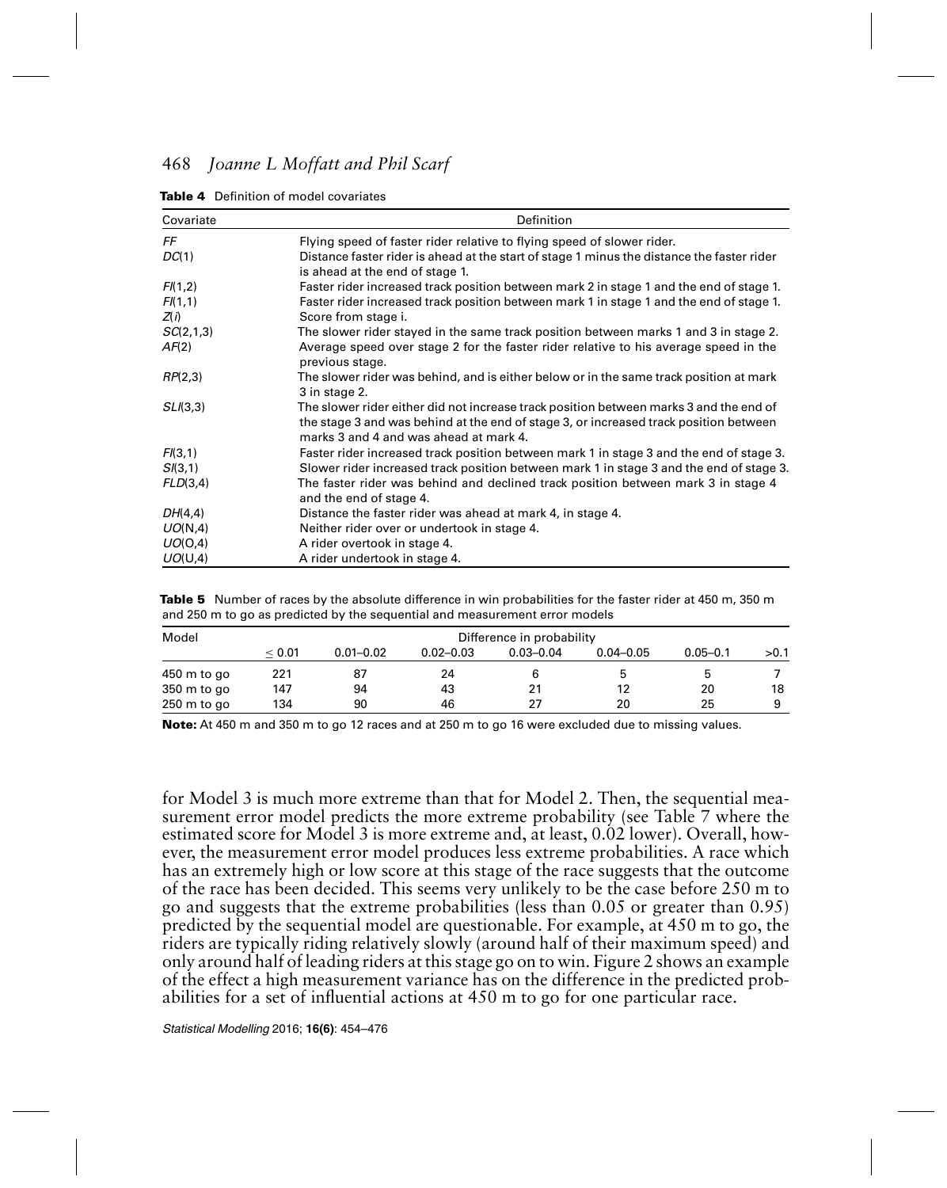**Table 4** Definition of model covariates

| Covariate | Definition |
|---|---|
| *FF* | Flying speed of faster rider relative to flying speed of slower rider. |
| *DC*(1) | Distance faster rider is ahead at the start of stage 1 minus the distance the faster rider is ahead at the end of stage 1. |
| *FI*(1,2) | Faster rider increased track position between mark 2 in stage 1 and the end of stage 1. |
| *FI*(1,1) | Faster rider increased track position between mark 1 in stage 1 and the end of stage 1. |
| *Z*(*i*) | Score from stage i. |
| *SC*(2,1,3) | The slower rider stayed in the same track position between marks 1 and 3 in stage 2. |
| *AF*(2) | Average speed over stage 2 for the faster rider relative to his average speed in the previous stage. |
| *RP*(2,3) | The slower rider was behind, and is either below or in the same track position at mark 3 in stage 2. |
| *SLI*(3,3) | The slower rider either did not increase track position between marks 3 and the end of the stage 3 and was behind at the end of stage 3, or increased track position between marks 3 and 4 and was ahead at mark 4. |
| *FI*(3,1) | Faster rider increased track position between mark 1 in stage 3 and the end of stage 3. |
| *SI*(3,1) | Slower rider increased track position between mark 1 in stage 3 and the end of stage 3. |
| *FLD*(3,4) | The faster rider was behind and declined track position between mark 3 in stage 4 and the end of stage 4. |
| *DH*(4,4) | Distance the faster rider was ahead at mark 4, in stage 4. |
| *UO*(N,4) | Neither rider over or undertook in stage 4. |
| *UO*(O,4) | A rider overtook in stage 4. |
| *UO*(U,4) | A rider undertook in stage 4. |

**Table 5** Number of races by the absolute difference in win probabilities for the faster rider at 450 m, 350 m and 250 m to go as predicted by the sequential and measurement error models

| Model | Difference in probability | | | | | | |
|---|---|---|---|---|---|---|---|
| | $\leq 0.01$ | 0.01–0.02 | 0.02–0.03 | 0.03–0.04 | 0.04–0.05 | 0.05–0.1 | >0.1 |
| 450 m to go | 221 | 87 | 24 | 6 | 5 | 5 | 7 |
| 350 m to go | 147 | 94 | 43 | 21 | 12 | 20 | 18 |
| 250 m to go | 134 | 90 | 46 | 27 | 20 | 25 | 9 |

**Note:** At 450 m and 350 m to go 12 races and at 250 m to go 16 were excluded due to missing values.

for Model 3 is much more extreme than that for Model 2. Then, the sequential measurement error model predicts the more extreme probability (see Table 7 where the estimated score for Model 3 is more extreme and, at least, 0.02 lower). Overall, however, the measurement error model produces less extreme probabilities. A race which has an extremely high or low score at this stage of the race suggests that the outcome of the race has been decided. This seems very unlikely to be the case before 250 m to go and suggests that the extreme probabilities (less than 0.05 or greater than 0.95) predicted by the sequential model are questionable. For example, at 450 m to go, the riders are typically riding relatively slowly (around half of their maximum speed) and only around half of leading riders at this stage go on to win. Figure 2 shows an example of the effect a high measurement variance has on the difference in the predicted probabilities for a set of influential actions at 450 m to go for one particular race.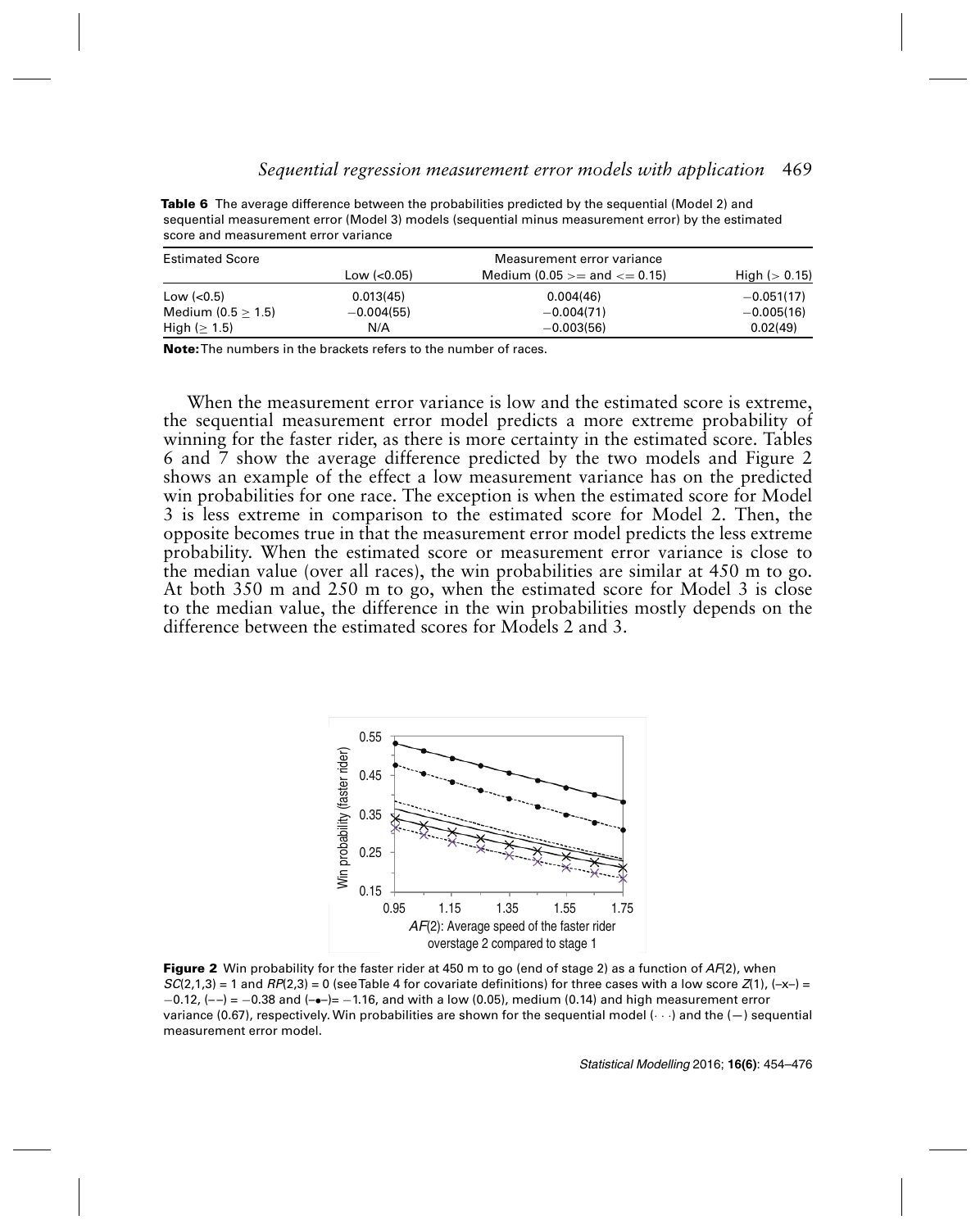**Table 6** The average difference between the probabilities predicted by the sequential (Model 2) and sequential measurement error (Model 3) models (sequential minus measurement error) by the estimated score and measurement error variance

| Estimated Score | Measurement error variance | | |
|---|---|---|---|
| | Low (<0.05) | Medium (0.05 >= and <= 0.15) | High (> 0.15) |
| Low (<0.5) | 0.013(45) | 0.004(46) | −0.051(17) |
| Medium (0.5 ≥ 1.5) | −0.004(55) | −0.004(71) | −0.005(16) |
| High (≥ 1.5) | N/A | −0.003(56) | 0.02(49) |

**Note:** The numbers in the brackets refers to the number of races.

When the measurement error variance is low and the estimated score is extreme, the sequential measurement error model predicts a more extreme probability of winning for the faster rider, as there is more certainty in the estimated score. Tables 6 and 7 show the average difference predicted by the two models and Figure 2 shows an example of the effect a low measurement variance has on the predicted win probabilities for one race. The exception is when the estimated score for Model 3 is less extreme in comparison to the estimated score for Model 2. Then, the opposite becomes true in that the measurement error model predicts the less extreme probability. When the estimated score or measurement error variance is close to the median value (over all races), the win probabilities are similar at 450 m to go. At both 350 m and 250 m to go, when the estimated score for Model 3 is close to the median value, the difference in the win probabilities mostly depends on the difference between the estimated scores for Models 2 and 3.

**Figure 2** Win probability for the faster rider at 450 m to go (end of stage 2) as a function of $AF(2)$, when $SC(2,1,3) = 1$ and $RP(2,3) = 0$ (see Table 4 for covariate definitions) for three cases with a low score $Z(1)$, (–x–) = −0.12, (– –) = −0.38 and (–•–) = −1.16, and with a low (0.05), medium (0.14) and high measurement error variance (0.67), respectively. Win probabilities are shown for the sequential model (· · ·) and the (—) sequential measurement error model.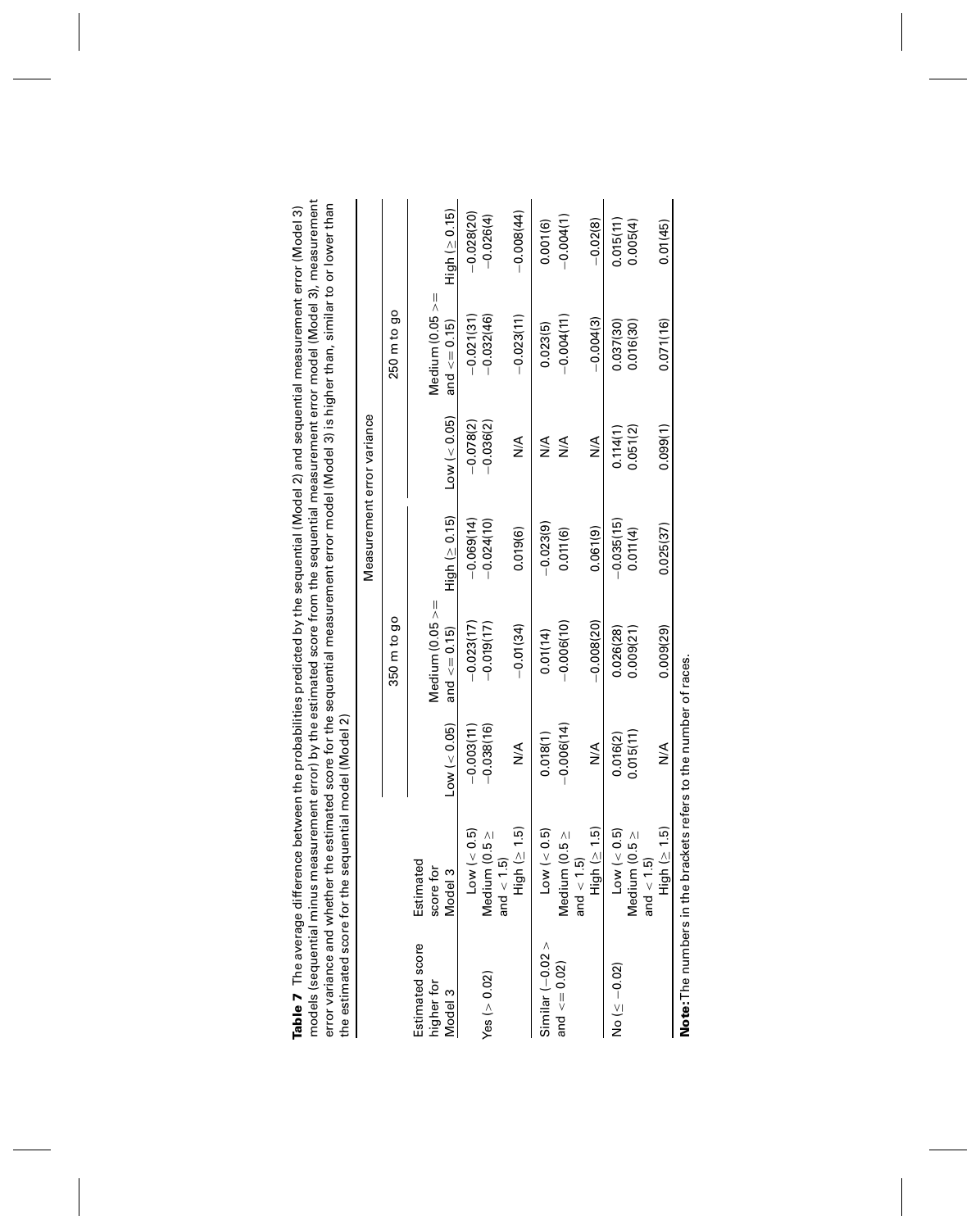**Table 7** The average difference between the probabilities predicted by the sequential (Model 2) and sequential measurement error (Model 3) models (sequential minus measurement error) by the estimated score from the sequential measurement error model (Model 3), measurement error variance and whether the estimated score for the sequential measurement error model (Model 3) is higher than, similar to or lower than the estimated score for the sequential model (Model 2)

| Estimated score higher for Model 3 | Estimated score for Model 3 | Measurement error variance | | | | | |
|---|---|---|---|---|---|---|---|
| | | 350 m to go | | | 250 m to go | | |
| | | Low (< 0.05) | Medium (0.05 >= and <= 0.15) | High (≥ 0.15) | Low (< 0.05) | Medium (0.05 >= and <= 0.15) | High (≥ 0.15) |
| Yes (> 0.02) | Low (< 0.5) | −0.003(11) | −0.023(17) | −0.069(14) | −0.078(2) | −0.021(31) | −0.028(20) |
| | Medium (0.5 ≥ and < 1.5) | −0.038(16) | −0.019(17) | −0.024(10) | −0.036(2) | −0.032(46) | −0.026(4) |
| | High (≥ 1.5) | N/A | −0.01(34) | 0.019(6) | N/A | −0.023(11) | −0.008(44) |
| Similar (−0.02 > and <= 0.02) | Low (< 0.5) | 0.018(1) | 0.01(14) | −0.023(9) | N/A | 0.023(5) | 0.001(6) |
| | Medium (0.5 ≥ and < 1.5) | −0.006(14) | −0.006(10) | 0.011(6) | N/A | −0.004(11) | −0.004(1) |
| | High (≥ 1.5) | N/A | −0.008(20) | 0.061(9) | N/A | −0.004(3) | −0.02(8) |
| No (≤ −0.02) | Low (< 0.5) | 0.016(2) | 0.026(28) | −0.035(15) | 0.114(1) | 0.037(30) | 0.015(11) |
| | Medium (0.5 ≥ and < 1.5) | 0.015(11) | 0.009(21) | 0.011(4) | 0.051(2) | 0.016(30) | 0.005(4) |
| | High (≥ 1.5) | N/A | 0.009(29) | 0.025(37) | 0.099(1) | 0.071(16) | 0.01(45) |

**Note:** The numbers in the brackets refers to the number of races.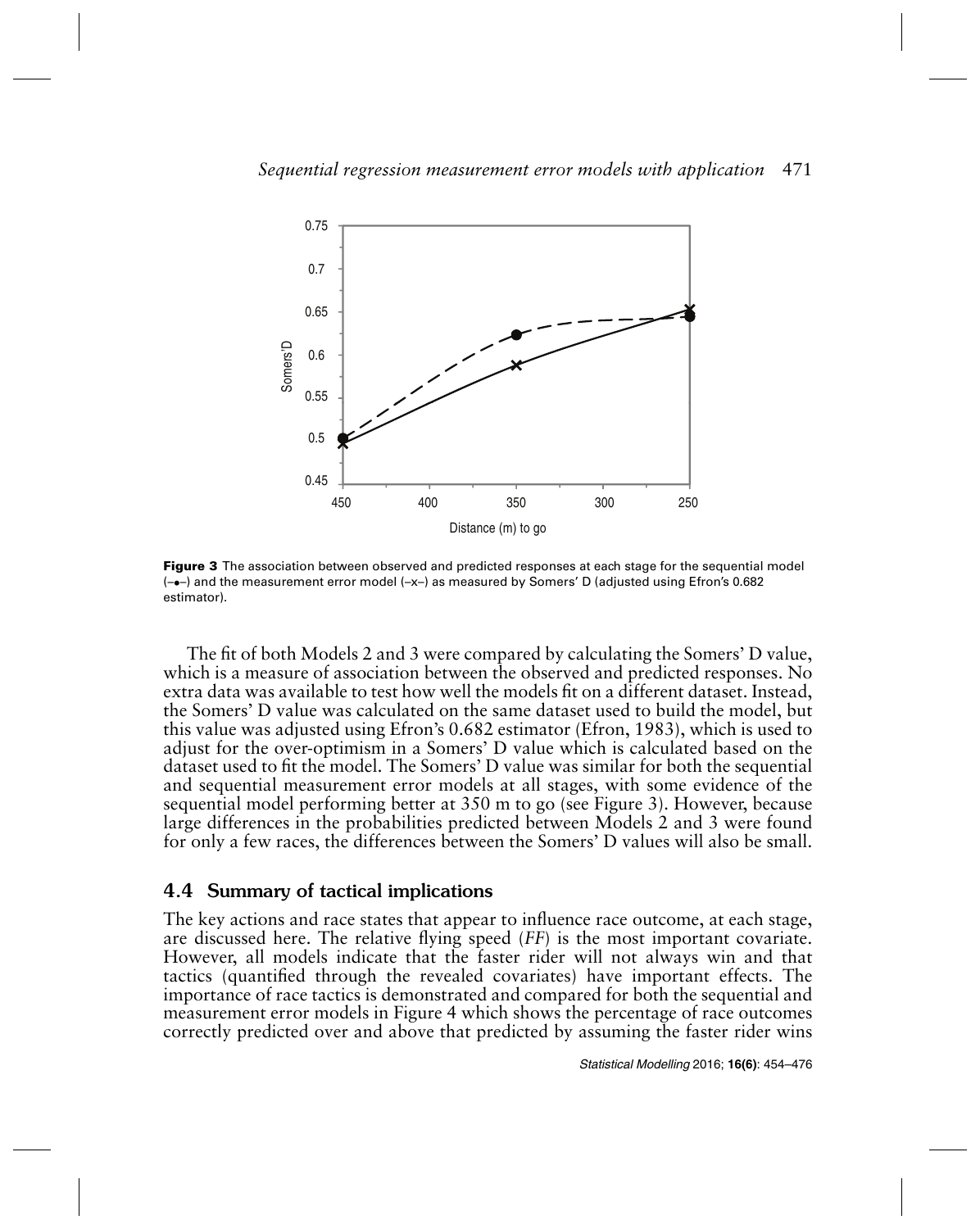Figure 3 The association between observed and predicted responses at each stage for the sequential model (–●–) and the measurement error model (–x–) as measured by Somers' D (adjusted using Efron's 0.682 estimator).

The fit of both Models 2 and 3 were compared by calculating the Somers' D value, which is a measure of association between the observed and predicted responses. No extra data was available to test how well the models fit on a different dataset. Instead, the Somers' D value was calculated on the same dataset used to build the model, but this value was adjusted using Efron's 0.682 estimator (Efron, 1983), which is used to adjust for the over-optimism in a Somers' D value which is calculated based on the dataset used to fit the model. The Somers' D value was similar for both the sequential and sequential measurement error models at all stages, with some evidence of the sequential model performing better at 350 m to go (see Figure 3). However, because large differences in the probabilities predicted between Models 2 and 3 were found for only a few races, the differences between the Somers' D values will also be small.

## 4.4 Summary of tactical implications

The key actions and race states that appear to influence race outcome, at each stage, are discussed here. The relative flying speed (*FF*) is the most important covariate. However, all models indicate that the faster rider will not always win and that tactics (quantified through the revealed covariates) have important effects. The importance of race tactics is demonstrated and compared for both the sequential and measurement error models in Figure 4 which shows the percentage of race outcomes correctly predicted over and above that predicted by assuming the faster rider wins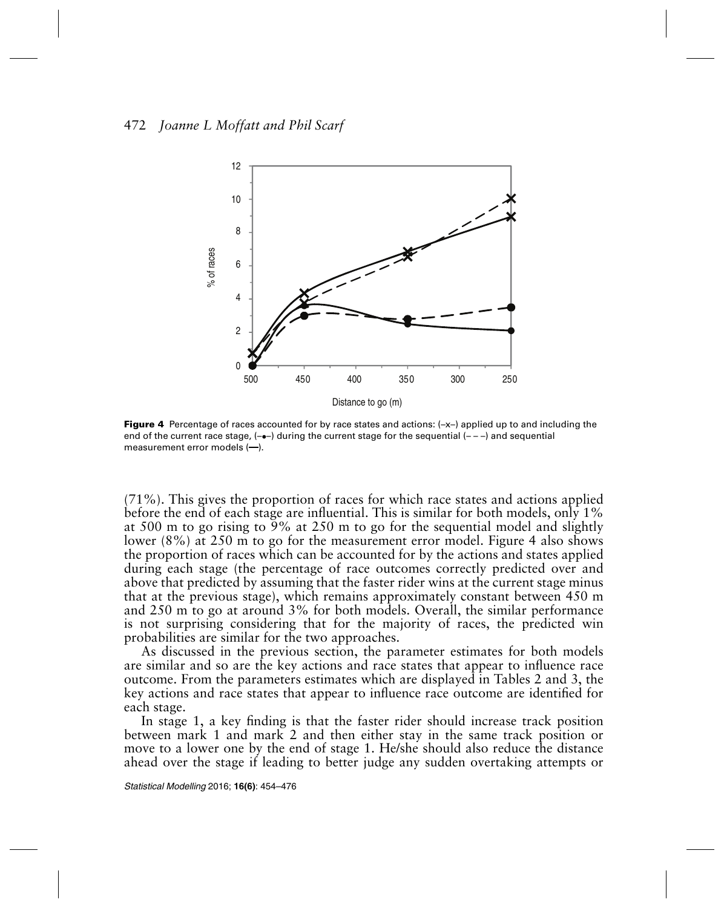**Figure 4** Percentage of races accounted for by race states and actions: (–x–) applied up to and including the end of the current race stage, (–•–) during the current stage for the sequential (– – –) and sequential measurement error models (—).

(71%). This gives the proportion of races for which race states and actions applied before the end of each stage are influential. This is similar for both models, only 1% at 500 m to go rising to 9% at 250 m to go for the sequential model and slightly lower (8%) at 250 m to go for the measurement error model. Figure 4 also shows the proportion of races which can be accounted for by the actions and states applied during each stage (the percentage of race outcomes correctly predicted over and above that predicted by assuming that the faster rider wins at the current stage minus that at the previous stage), which remains approximately constant between 450 m and 250 m to go at around 3% for both models. Overall, the similar performance is not surprising considering that for the majority of races, the predicted win probabilities are similar for the two approaches.

As discussed in the previous section, the parameter estimates for both models are similar and so are the key actions and race states that appear to influence race outcome. From the parameters estimates which are displayed in Tables 2 and 3, the key actions and race states that appear to influence race outcome are identified for each stage.

In stage 1, a key finding is that the faster rider should increase track position between mark 1 and mark 2 and then either stay in the same track position or move to a lower one by the end of stage 1. He/she should also reduce the distance ahead over the stage if leading to better judge any sudden overtaking attempts or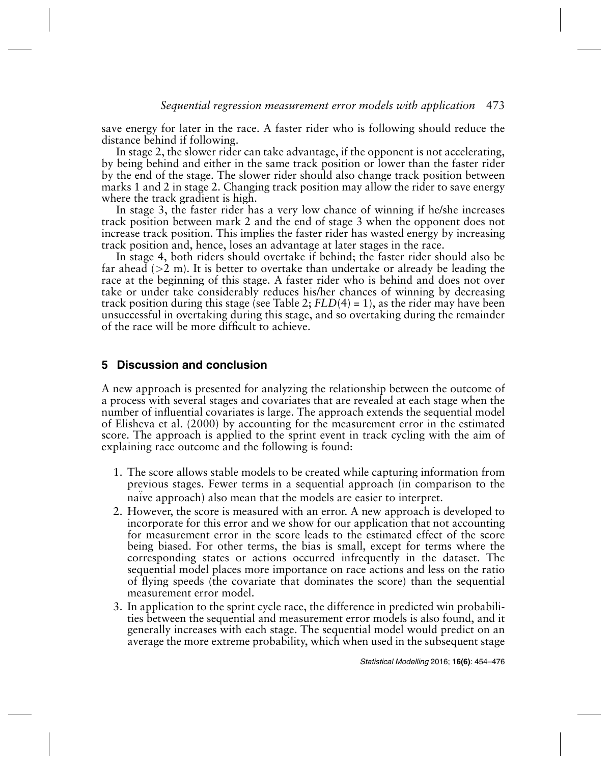save energy for later in the race. A faster rider who is following should reduce the distance behind if following.

In stage 2, the slower rider can take advantage, if the opponent is not accelerating, by being behind and either in the same track position or lower than the faster rider by the end of the stage. The slower rider should also change track position between marks 1 and 2 in stage 2. Changing track position may allow the rider to save energy where the track gradient is high.

In stage 3, the faster rider has a very low chance of winning if he/she increases track position between mark 2 and the end of stage 3 when the opponent does not increase track position. This implies the faster rider has wasted energy by increasing track position and, hence, loses an advantage at later stages in the race.

In stage 4, both riders should overtake if behind; the faster rider should also be far ahead (>2 m). It is better to overtake than undertake or already be leading the race at the beginning of this stage. A faster rider who is behind and does not over take or under take considerably reduces his/her chances of winning by decreasing track position during this stage (see Table 2; $FLD(4) = 1$), as the rider may have been unsuccessful in overtaking during this stage, and so overtaking during the remainder of the race will be more difficult to achieve.

## 5 Discussion and conclusion

A new approach is presented for analyzing the relationship between the outcome of a process with several stages and covariates that are revealed at each stage when the number of influential covariates is large. The approach extends the sequential model of Elisheva et al. (2000) by accounting for the measurement error in the estimated score. The approach is applied to the sprint event in track cycling with the aim of explaining race outcome and the following is found:

1. The score allows stable models to be created while capturing information from previous stages. Fewer terms in a sequential approach (in comparison to the naïve approach) also mean that the models are easier to interpret.
2. However, the score is measured with an error. A new approach is developed to incorporate for this error and we show for our application that not accounting for measurement error in the score leads to the estimated effect of the score being biased. For other terms, the bias is small, except for terms where the corresponding states or actions occurred infrequently in the dataset. The sequential model places more importance on race actions and less on the ratio of flying speeds (the covariate that dominates the score) than the sequential measurement error model.
3. In application to the sprint cycle race, the difference in predicted win probabilities between the sequential and measurement error models is also found, and it generally increases with each stage. The sequential model would predict on an average the more extreme probability, which when used in the subsequent stage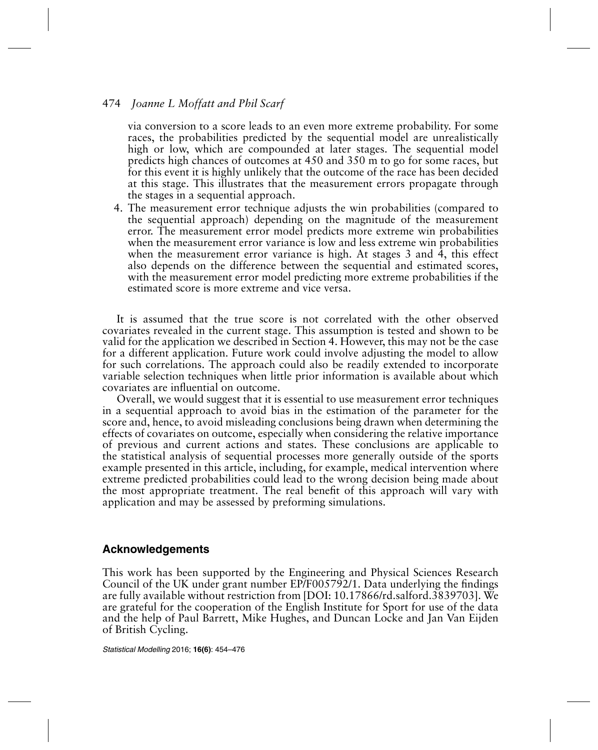via conversion to a score leads to an even more extreme probability. For some races, the probabilities predicted by the sequential model are unrealistically high or low, which are compounded at later stages. The sequential model predicts high chances of outcomes at 450 and 350 m to go for some races, but for this event it is highly unlikely that the outcome of the race has been decided at this stage. This illustrates that the measurement errors propagate through the stages in a sequential approach.

4. The measurement error technique adjusts the win probabilities (compared to the sequential approach) depending on the magnitude of the measurement error. The measurement error model predicts more extreme win probabilities when the measurement error variance is low and less extreme win probabilities when the measurement error variance is high. At stages 3 and 4, this effect also depends on the difference between the sequential and estimated scores, with the measurement error model predicting more extreme probabilities if the estimated score is more extreme and vice versa.

It is assumed that the true score is not correlated with the other observed covariates revealed in the current stage. This assumption is tested and shown to be valid for the application we described in Section 4. However, this may not be the case for a different application. Future work could involve adjusting the model to allow for such correlations. The approach could also be readily extended to incorporate variable selection techniques when little prior information is available about which covariates are influential on outcome.

Overall, we would suggest that it is essential to use measurement error techniques in a sequential approach to avoid bias in the estimation of the parameter for the score and, hence, to avoid misleading conclusions being drawn when determining the effects of covariates on outcome, especially when considering the relative importance of previous and current actions and states. These conclusions are applicable to the statistical analysis of sequential processes more generally outside of the sports example presented in this article, including, for example, medical intervention where extreme predicted probabilities could lead to the wrong decision being made about the most appropriate treatment. The real benefit of this approach will vary with application and may be assessed by preforming simulations.

## Acknowledgements

This work has been supported by the Engineering and Physical Sciences Research Council of the UK under grant number EP/F005792/1. Data underlying the findings are fully available without restriction from [DOI: 10.17866/rd.salford.3839703]. We are grateful for the cooperation of the English Institute for Sport for use of the data and the help of Paul Barrett, Mike Hughes, and Duncan Locke and Jan Van Eijden of British Cycling.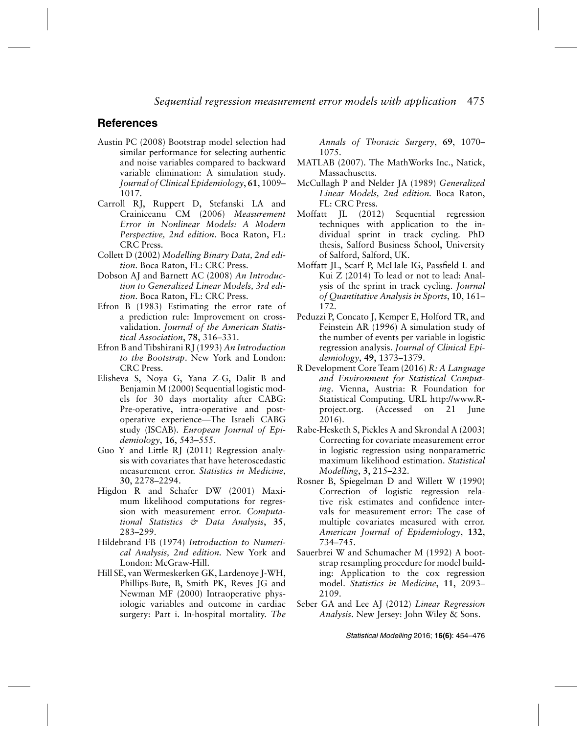## References

Austin PC (2008) Bootstrap model selection had similar performance for selecting authentic and noise variables compared to backward variable elimination: A simulation study. *Journal of Clinical Epidemiology*, **61**, 1009–1017.

Carroll RJ, Ruppert D, Stefanski LA and Crainiceanu CM (2006) *Measurement Error in Nonlinear Models: A Modern Perspective, 2nd edition*. Boca Raton, FL: CRC Press.

Collett D (2002) *Modelling Binary Data, 2nd edition*. Boca Raton, FL: CRC Press.

Dobson AJ and Barnett AC (2008) *An Introduction to Generalized Linear Models, 3rd edition*. Boca Raton, FL: CRC Press.

Efron B (1983) Estimating the error rate of a prediction rule: Improvement on cross-validation. *Journal of the American Statistical Association*, **78**, 316–331.

Efron B and Tibshirani RJ (1993) *An Introduction to the Bootstrap*. New York and London: CRC Press.

Elisheva S, Noya G, Yana Z-G, Dalit B and Benjamin M (2000) Sequential logistic models for 30 days mortality after CABG: Pre-operative, intra-operative and post-operative experience—The Israeli CABG study (ISCAB). *European Journal of Epidemiology*, **16**, 543–555.

Guo Y and Little RJ (2011) Regression analysis with covariates that have heteroscedastic measurement error. *Statistics in Medicine*, **30**, 2278–2294.

Higdon R and Schafer DW (2001) Maximum likelihood computations for regression with measurement error. *Computational Statistics & Data Analysis*, **35**, 283–299.

Hildebrand FB (1974) *Introduction to Numerical Analysis, 2nd edition*. New York and London: McGraw-Hill.

Hill SE, van Wermeskerken GK, Lardenoye J-WH, Phillips-Bute, B, Smith PK, Reves JG and Newman MF (2000) Intraoperative physiologic variables and outcome in cardiac surgery: Part i. In-hospital mortality. *The Annals of Thoracic Surgery*, **69**, 1070–1075.

MATLAB (2007). The MathWorks Inc., Natick, Massachusetts.

McCullagh P and Nelder JA (1989) *Generalized Linear Models, 2nd edition*. Boca Raton, FL: CRC Press.

Moffatt JL (2012) Sequential regression techniques with application to the individual sprint in track cycling. PhD thesis, Salford Business School, University of Salford, Salford, UK.

Moffatt JL, Scarf P, McHale IG, Passfield L and Kui Z (2014) To lead or not to lead: Analysis of the sprint in track cycling. *Journal of Quantitative Analysis in Sports*, **10**, 161–172.

Peduzzi P, Concato J, Kemper E, Holford TR, and Feinstein AR (1996) A simulation study of the number of events per variable in logistic regression analysis. *Journal of Clinical Epidemiology*, **49**, 1373–1379.

R Development Core Team (2016) *R: A Language and Environment for Statistical Computing*. Vienna, Austria: R Foundation for Statistical Computing. URL http://www.R-project.org. (Accessed on 21 June 2016).

Rabe-Hesketh S, Pickles A and Skrondal A (2003) Correcting for covariate measurement error in logistic regression using nonparametric maximum likelihood estimation. *Statistical Modelling*, **3**, 215–232.

Rosner B, Spiegelman D and Willett W (1990) Correction of logistic regression relative risk estimates and confidence intervals for measurement error: The case of multiple covariates measured with error. *American Journal of Epidemiology*, **132**, 734–745.

Sauerbrei W and Schumacher M (1992) A bootstrap resampling procedure for model building: Application to the cox regression model. *Statistics in Medicine*, **11**, 2093–2109.

Seber GA and Lee AJ (2012) *Linear Regression Analysis*. New Jersey: John Wiley & Sons.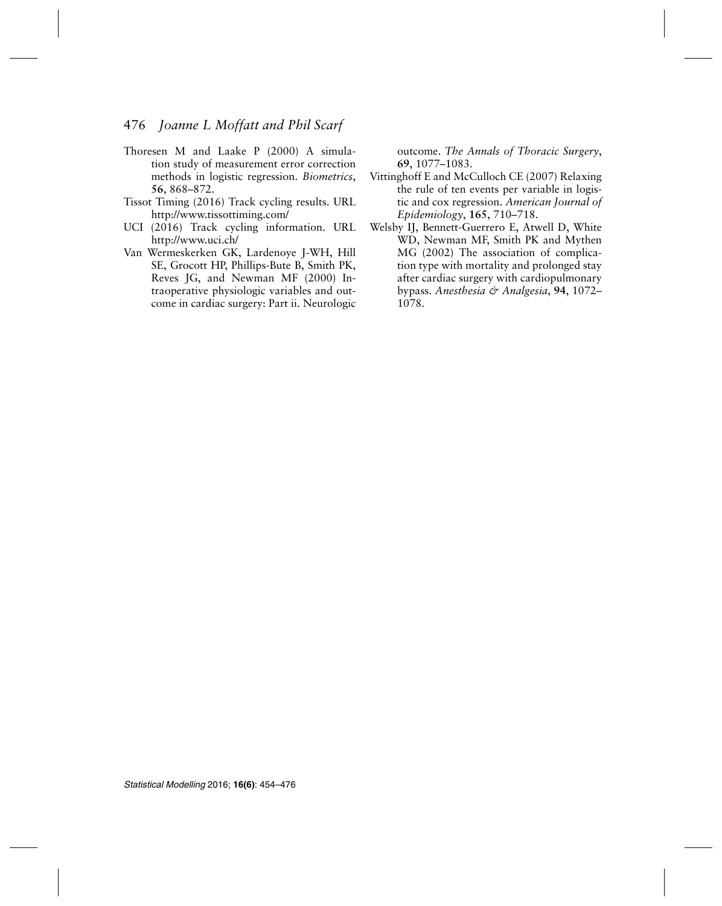Thoresen M and Laake P (2000) A simulation study of measurement error correction methods in logistic regression. *Biometrics*, **56**, 868–872.

Tissot Timing (2016) Track cycling results. URL http://www.tissottiming.com/

UCI (2016) Track cycling information. URL http://www.uci.ch/

Van Wermeskerken GK, Lardenoye J-WH, Hill SE, Grocott HP, Phillips-Bute B, Smith PK, Reves JG, and Newman MF (2000) Intraoperative physiologic variables and outcome in cardiac surgery: Part ii. Neurologic outcome. *The Annals of Thoracic Surgery*, **69**, 1077–1083.

Vittinghoff E and McCulloch CE (2007) Relaxing the rule of ten events per variable in logistic and cox regression. *American Journal of Epidemiology*, **165**, 710–718.

Welsby IJ, Bennett-Guerrero E, Atwell D, White WD, Newman MF, Smith PK and Mythen MG (2002) The association of complication type with mortality and prolonged stay after cardiac surgery with cardiopulmonary bypass. *Anesthesia & Analgesia*, **94**, 1072–1078.